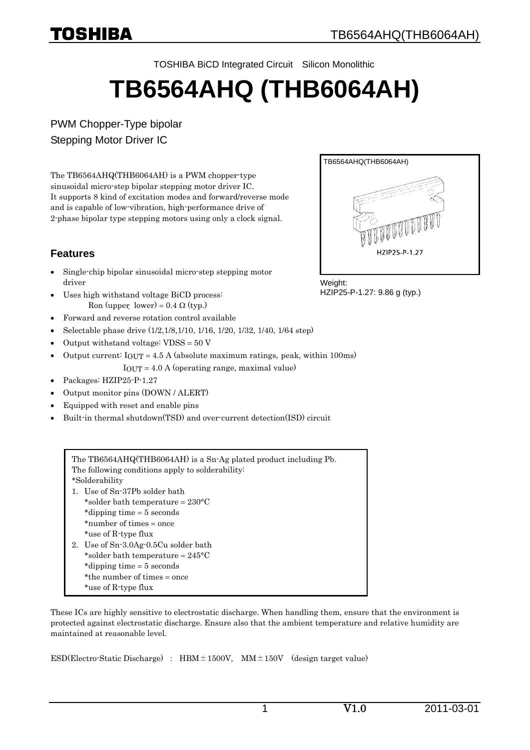TOSHIBA BiCD Integrated Circuit　Silicon Monolithic

# TB6564AHQ (THB6064AH)

PWM Chopper-Type bipolar
Stepping Motor Driver IC

The TB6564AHQ(THB6064AH) is a PWM chopper-type sinusoidal micro-step bipolar stepping motor driver IC. It supports 8 kind of excitation modes and forward/reverse mode and is capable of low-vibration, high-performance drive of 2-phase bipolar type stepping motors using only a clock signal.

TB6564AHQ(THB6064AH)

HZIP25-P-1.27

Weight:
HZIP25-P-1.27: 9.86 g (typ.)

## Features

- Single-chip bipolar sinusoidal micro-step stepping motor driver
- Uses high withstand voltage BiCD process:
  Ron (upper lower) = 0.4 Ω (typ.)
- Forward and reverse rotation control available
- Selectable phase drive (1/2,1/8,1/10, 1/16, 1/20, 1/32, 1/40, 1/64 step)
- Output withstand voltage: VDSS = 50 V
- Output current: $I_{OUT}$ = 4.5 A (absolute maximum ratings, peak, within 100ms)
  $I_{OUT}$ = 4.0 A (operating range, maximal value)
- Packages: HZIP25-P-1.27
- Output monitor pins (DOWN / ALERT)
- Equipped with reset and enable pins
- Built-in thermal shutdown(TSD) and over-current detection(ISD) circuit

The TB6564AHQ(THB6064AH) is a Sn-Ag plated product including Pb.
The following conditions apply to solderability:
*Solderability
1. Use of Sn-37Pb solder bath
   *solder bath temperature = 230°C
   *dipping time = 5 seconds
   *number of times = once
   *use of R-type flux
2. Use of Sn-3.0Ag-0.5Cu solder bath
   *solder bath temperature = 245°C
   *dipping time = 5 seconds
   *the number of times = once
   *use of R-type flux

These ICs are highly sensitive to electrostatic discharge. When handling them, ensure that the environment is protected against electrostatic discharge. Ensure also that the ambient temperature and relative humidity are maintained at reasonable level.

ESD(Electro-Static Discharge) : HBM±1500V, MM±150V (design target value)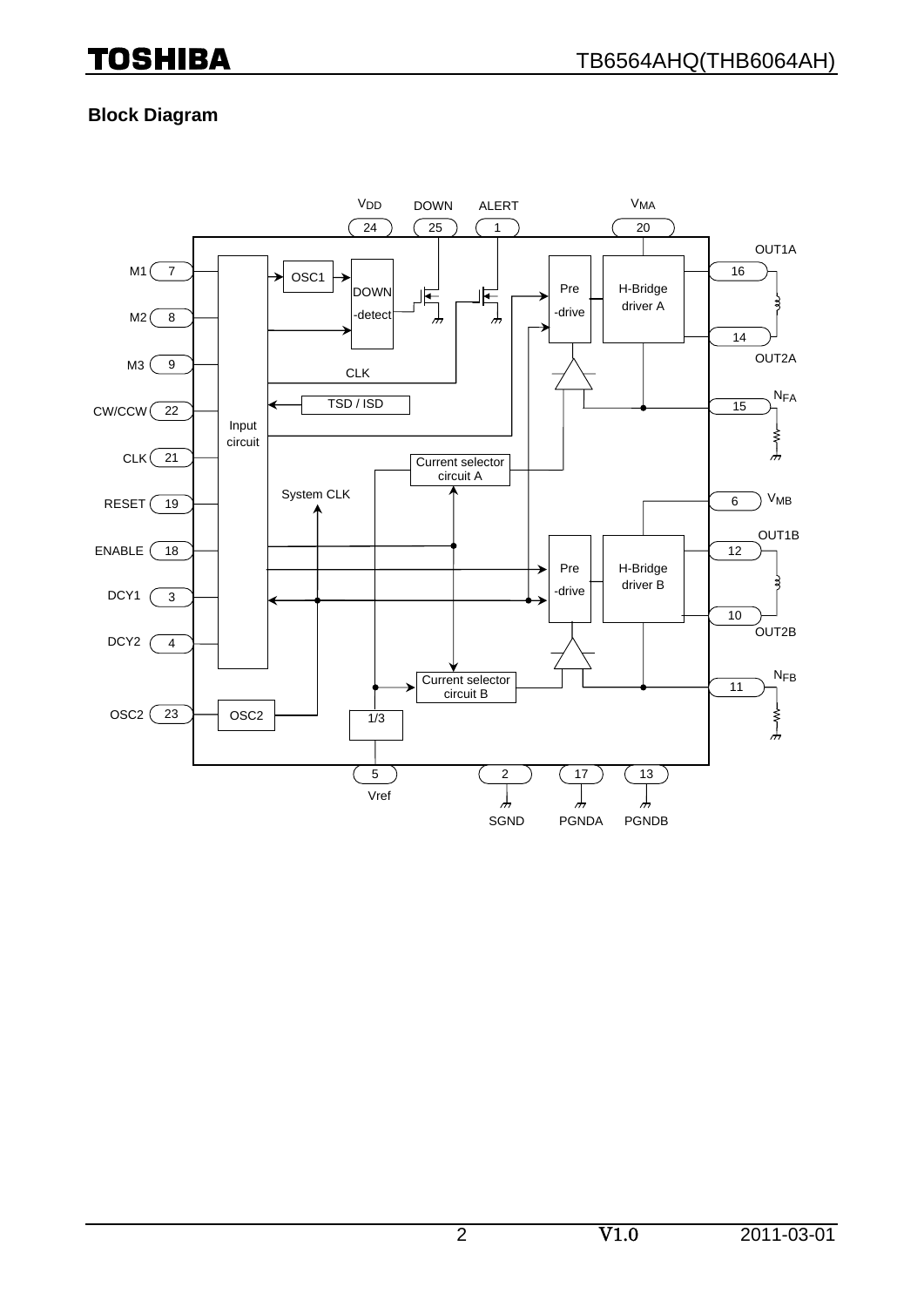## Block Diagram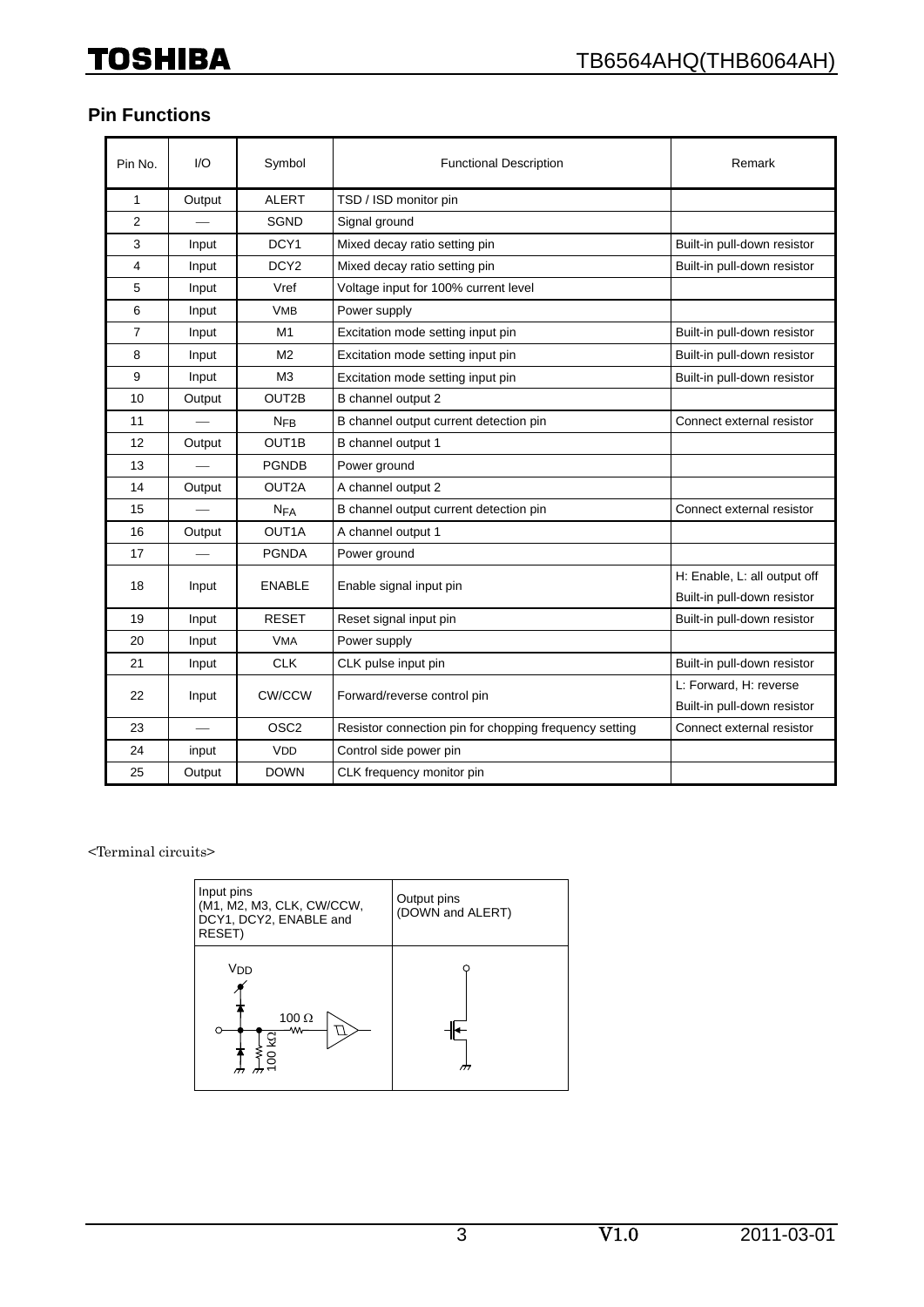## Pin Functions

| Pin No. | I/O | Symbol | Functional Description | Remark |
|---|---|---|---|---|
| 1 | Output | ALERT | TSD / ISD monitor pin | |
| 2 | — | SGND | Signal ground | |
| 3 | Input | DCY1 | Mixed decay ratio setting pin | Built-in pull-down resistor |
| 4 | Input | DCY2 | Mixed decay ratio setting pin | Built-in pull-down resistor |
| 5 | Input | Vref | Voltage input for 100% current level | |
| 6 | Input | $V_{MB}$ | Power supply | |
| 7 | Input | M1 | Excitation mode setting input pin | Built-in pull-down resistor |
| 8 | Input | M2 | Excitation mode setting input pin | Built-in pull-down resistor |
| 9 | Input | M3 | Excitation mode setting input pin | Built-in pull-down resistor |
| 10 | Output | OUT2B | B channel output 2 | |
| 11 | — | $N_{FB}$ | B channel output current detection pin | Connect external resistor |
| 12 | Output | OUT1B | B channel output 1 | |
| 13 | — | PGNDB | Power ground | |
| 14 | Output | OUT2A | A channel output 2 | |
| 15 | — | $N_{FA}$ | B channel output current detection pin | Connect external resistor |
| 16 | Output | OUT1A | A channel output 1 | |
| 17 | — | PGNDA | Power ground | |
| 18 | Input | ENABLE | Enable signal input pin | H: Enable, L: all output off<br>Built-in pull-down resistor |
| 19 | Input | RESET | Reset signal input pin | Built-in pull-down resistor |
| 20 | Input | $V_{MA}$ | Power supply | |
| 21 | Input | CLK | CLK pulse input pin | Built-in pull-down resistor |
| 22 | Input | CW/CCW | Forward/reverse control pin | L: Forward, H: reverse<br>Built-in pull-down resistor |
| 23 | — | OSC2 | Resistor connection pin for chopping frequency setting | Connect external resistor |
| 24 | input | $V_{DD}$ | Control side power pin | |
| 25 | Output | DOWN | CLK frequency monitor pin | |

<Terminal circuits>

| Input pins (M1, M2, M3, CLK, CW/CCW, DCY1, DCY2, ENABLE and RESET) | Output pins (DOWN and ALERT) |
|---|---|
| $V_{DD}$, 100 Ω, 100 kΩ | |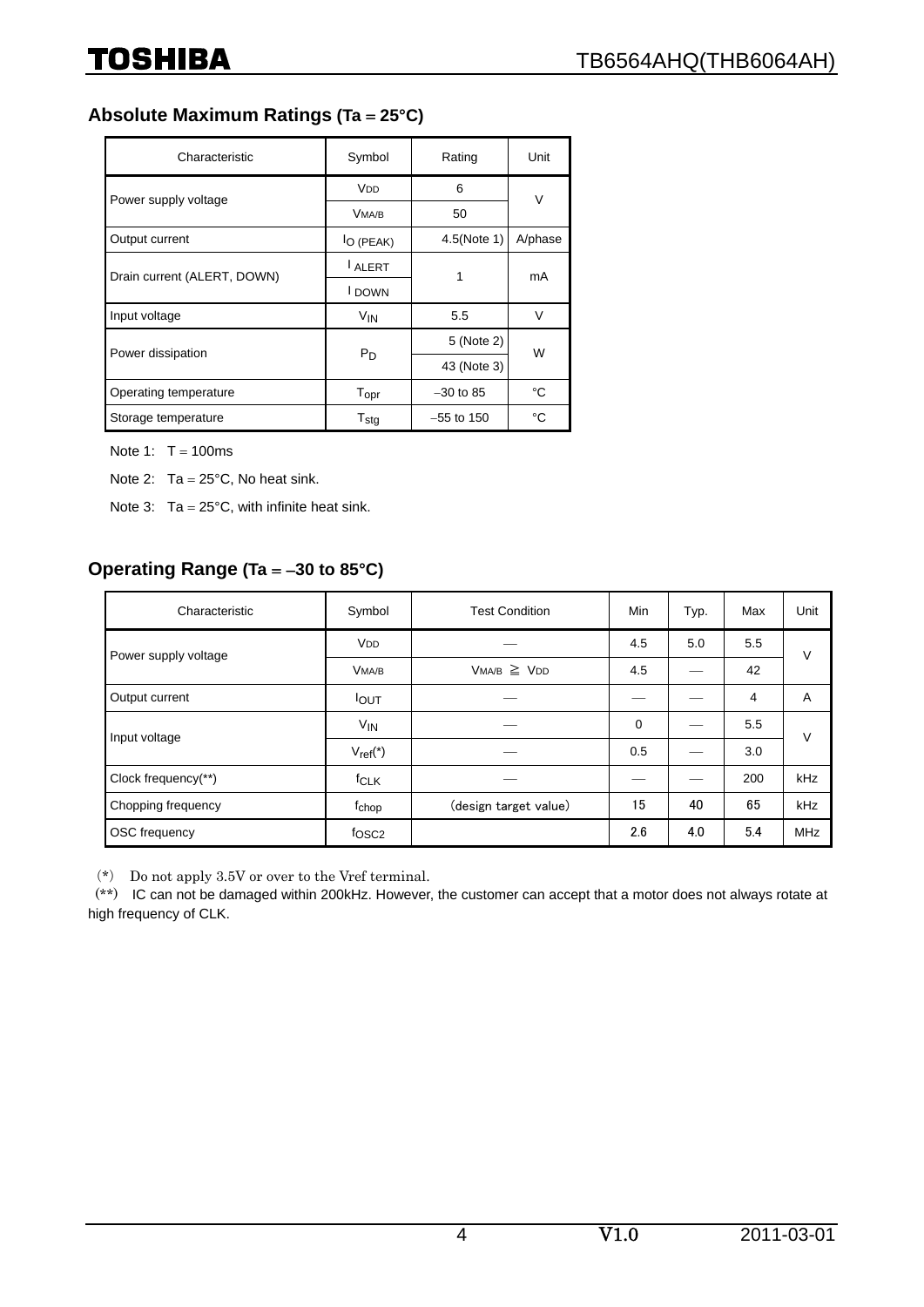## Absolute Maximum Ratings (Ta = 25°C)

| Characteristic | Symbol | Rating | Unit |
|---|---|---|---|
| Power supply voltage | $V_{DD}$ | 6 | V |
| | $V_{MA/B}$ | 50 | |
| Output current | $I_{O\ (PEAK)}$ | 4.5(Note 1) | A/phase |
| Drain current (ALERT, DOWN) | $I_{ALERT}$ | 1 | mA |
| | $I_{DOWN}$ | | |
| Input voltage | $V_{IN}$ | 5.5 | V |
| Power dissipation | $P_D$ | 5 (Note 2) | W |
| | | 43 (Note 3) | |
| Operating temperature | $T_{opr}$ | −30 to 85 | °C |
| Storage temperature | $T_{stg}$ | −55 to 150 | °C |

Note 1: T = 100ms

Note 2: Ta = 25°C, No heat sink.

Note 3: Ta = 25°C, with infinite heat sink.

## Operating Range (Ta = −30 to 85°C)

| Characteristic | Symbol | Test Condition | Min | Typ. | Max | Unit |
|---|---|---|---|---|---|---|
| Power supply voltage | $V_{DD}$ | — | 4.5 | 5.0 | 5.5 | V |
| | $V_{MA/B}$ | $V_{MA/B} \geqq V_{DD}$ | 4.5 | — | 42 | |
| Output current | $I_{OUT}$ | — | — | — | 4 | A |
| Input voltage | $V_{IN}$ | — | 0 | — | 5.5 | V |
| | $V_{ref}$(*) | — | 0.5 | — | 3.0 | |
| Clock frequency(**) | $f_{CLK}$ | — | — | — | 200 | kHz |
| Chopping frequency | $f_{chop}$ | (design target value) | 15 | 40 | 65 | kHz |
| OSC frequency | $f_{OSC2}$ | | 2.6 | 4.0 | 5.4 | MHz |

(*) Do not apply 3.5V or over to the Vref terminal.

(**) IC can not be damaged within 200kHz. However, the customer can accept that a motor does not always rotate at high frequency of CLK.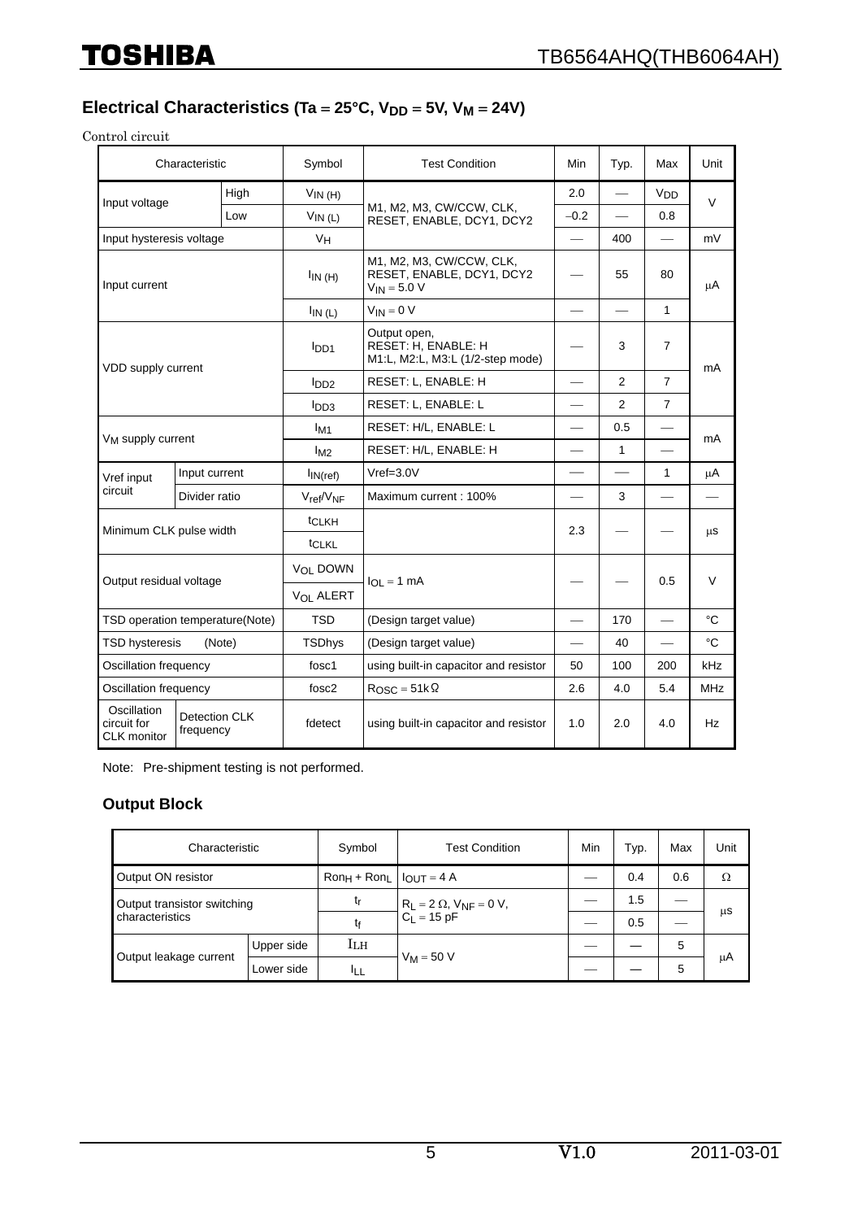## Electrical Characteristics (Ta = 25°C, $V_{DD}$ = 5V, $V_M$ = 24V)

Control circuit

| Characteristic | | | Symbol | Test Condition | Min | Typ. | Max | Unit |
|---|---|---|---|---|---|---|---|---|
| Input voltage | | High | $V_{IN (H)}$ | M1, M2, M3, CW/CCW, CLK, RESET, ENABLE, DCY1, DCY2 | 2.0 | — | $V_{DD}$ | V |
| | | Low | $V_{IN (L)}$ | | −0.2 | — | 0.8 | |
| Input hysteresis voltage | | | $V_H$ | | — | 400 | — | mV |
| Input current | | | $I_{IN (H)}$ | M1, M2, M3, CW/CCW, CLK, RESET, ENABLE, DCY1, DCY2 $V_{IN}$ = 5.0 V | — | 55 | 80 | μA |
| | | | $I_{IN (L)}$ | $V_{IN}$ = 0 V | — | — | 1 | |
| VDD supply current | | | $I_{DD1}$ | Output open, RESET: H, ENABLE: H M1:L, M2:L, M3:L (1/2-step mode) | — | 3 | 7 | mA |
| | | | $I_{DD2}$ | RESET: L, ENABLE: H | — | 2 | 7 | |
| | | | $I_{DD3}$ | RESET: L, ENABLE: L | — | 2 | 7 | |
| $V_M$ supply current | | | $I_{M1}$ | RESET: H/L, ENABLE: L | — | 0.5 | — | mA |
| | | | $I_{M2}$ | RESET: H/L, ENABLE: H | — | 1 | — | |
| Vref input circuit | Input current | | $I_{IN(ref)}$ | Vref=3.0V | — | — | 1 | μA |
| | Divider ratio | | $V_{ref}/V_{NF}$ | Maximum current : 100% | — | 3 | — | — |
| Minimum CLK pulse width | | | $t_{CLKH}$ | | 2.3 | — | — | μs |
| | | | $t_{CLKL}$ | | | | | |
| Output residual voltage | | | $V_{OL}$ DOWN | $I_{OL}$ = 1 mA | — | — | 0.5 | V |
| | | | $V_{OL}$ ALERT | | | | | |
| TSD operation temperature(Note) | | | TSD | (Design target value) | — | 170 | — | °C |
| TSD hysteresis (Note) | | | TSDhys | (Design target value) | — | 40 | — | °C |
| Oscillation frequency | | | fosc1 | using built-in capacitor and resistor | 50 | 100 | 200 | kHz |
| Oscillation frequency | | | fosc2 | $R_{OSC}$ = 51kΩ | 2.6 | 4.0 | 5.4 | MHz |
| Oscillation circuit for CLK monitor | Detection CLK frequency | | fdetect | using built-in capacitor and resistor | 1.0 | 2.0 | 4.0 | Hz |

Note: Pre-shipment testing is not performed.

### Output Block

| Characteristic | | Symbol | Test Condition | Min | Typ. | Max | Unit |
|---|---|---|---|---|---|---|---|
| Output ON resistor | | $Ron_H + Ron_L$ | $I_{OUT}$ = 4 A | — | 0.4 | 0.6 | Ω |
| Output transistor switching characteristics | | $t_r$ | $R_L$ = 2 Ω, $V_{NF}$ = 0 V, $C_L$ = 15 pF | — | 1.5 | — | μs |
| | | $t_f$ | | — | 0.5 | — | |
| Output leakage current | Upper side | $I_{LH}$ | $V_M$ = 50 V | — | — | 5 | μA |
| | Lower side | $I_{LL}$ | | — | — | 5 | |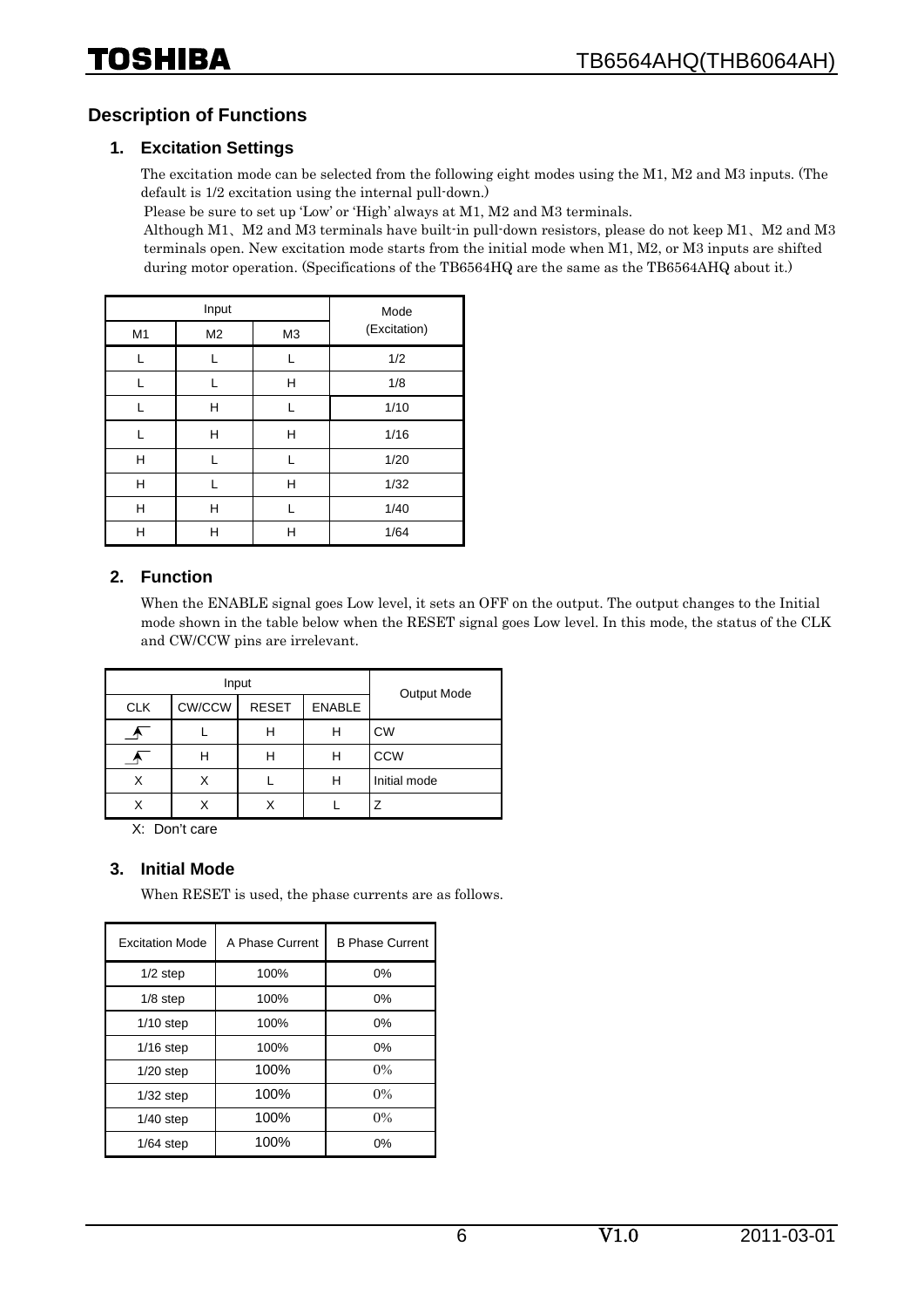## Description of Functions

### 1. Excitation Settings

The excitation mode can be selected from the following eight modes using the M1, M2 and M3 inputs. (The default is 1/2 excitation using the internal pull-down.)

Please be sure to set up 'Low' or 'High' always at M1, M2 and M3 terminals.

Although M1、M2 and M3 terminals have built-in pull-down resistors, please do not keep M1、M2 and M3 terminals open. New excitation mode starts from the initial mode when M1, M2, or M3 inputs are shifted during motor operation. (Specifications of the TB6564HQ are the same as the TB6564AHQ about it.)

| Input | | | Mode (Excitation) |
|---|---|---|---|
| M1 | M2 | M3 | |
| L | L | L | 1/2 |
| L | L | H | 1/8 |
| L | H | L | 1/10 |
| L | H | H | 1/16 |
| H | L | L | 1/20 |
| H | L | H | 1/32 |
| H | H | L | 1/40 |
| H | H | H | 1/64 |

### 2. Function

When the ENABLE signal goes Low level, it sets an OFF on the output. The output changes to the Initial mode shown in the table below when the RESET signal goes Low level. In this mode, the status of the CLK and CW/CCW pins are irrelevant.

| Input | | | | Output Mode |
|---|---|---|---|---|
| CLK | CW/CCW | RESET | ENABLE | |
| ↑ | L | H | H | CW |
| ↑ | H | H | H | CCW |
| X | X | L | H | Initial mode |
| X | X | X | L | Z |

X: Don't care

### 3. Initial Mode

When RESET is used, the phase currents are as follows.

| Excitation Mode | A Phase Current | B Phase Current |
|---|---|---|
| 1/2 step | 100% | 0% |
| 1/8 step | 100% | 0% |
| 1/10 step | 100% | 0% |
| 1/16 step | 100% | 0% |
| 1/20 step | 100% | 0% |
| 1/32 step | 100% | 0% |
| 1/40 step | 100% | 0% |
| 1/64 step | 100% | 0% |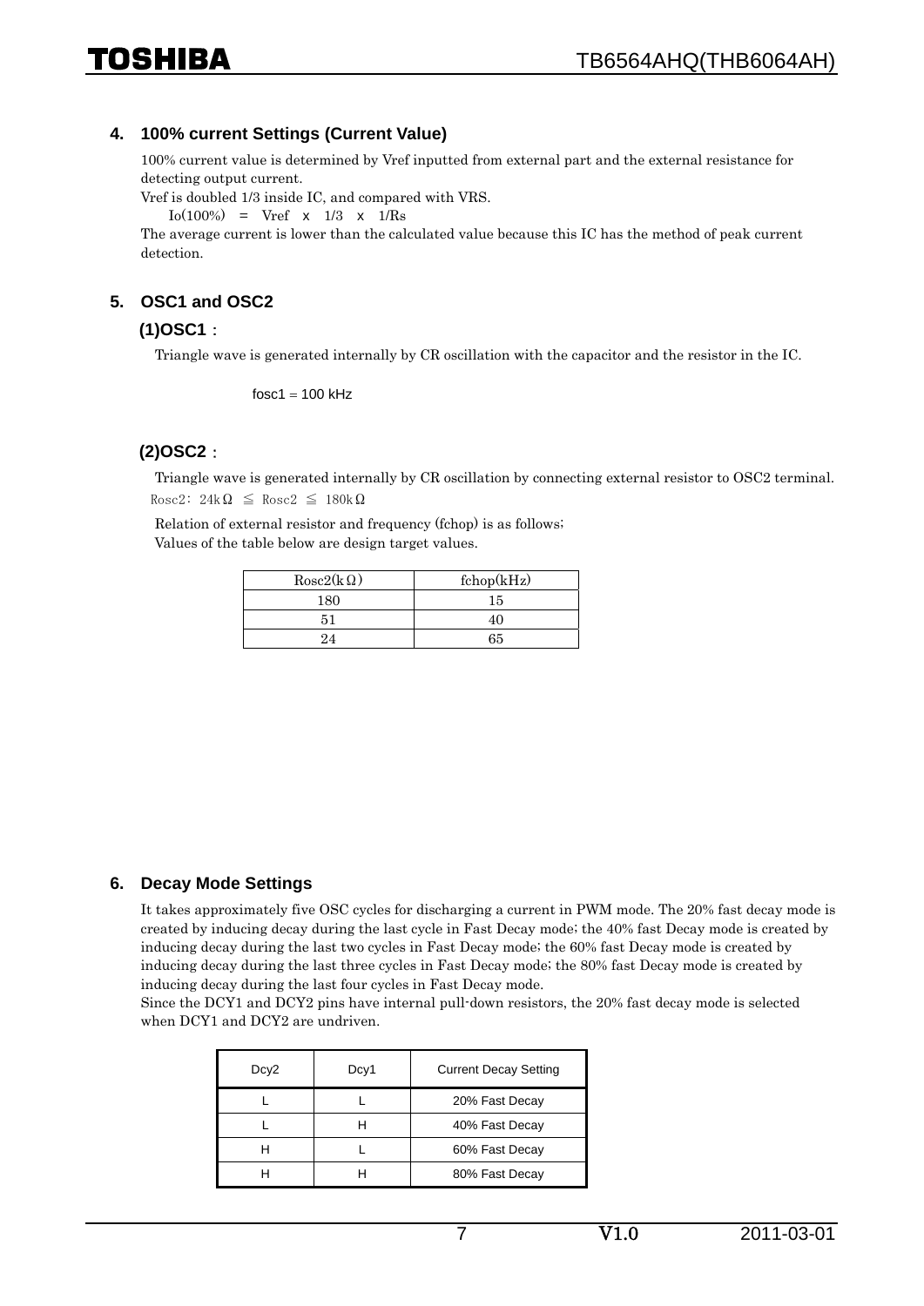## 4. 100% current Settings (Current Value)

100% current value is determined by Vref inputted from external part and the external resistance for detecting output current.

Vref is doubled 1/3 inside IC, and compared with VRS.

$Io(100\%) = Vref \times 1/3 \times 1/Rs$

The average current is lower than the calculated value because this IC has the method of peak current detection.

## 5. OSC1 and OSC2

### (1)OSC1：

Triangle wave is generated internally by CR oscillation with the capacitor and the resistor in the IC.

fosc1 = 100 kHz

### (2)OSC2：

Triangle wave is generated internally by CR oscillation by connecting external resistor to OSC2 terminal.

Rosc2: 24kΩ ≦ Rosc2 ≦ 180kΩ

Relation of external resistor and frequency (fchop) is as follows;

Values of the table below are design target values.

| Rosc2(kΩ) | fchop(kHz) |
|---|---|
| 180 | 15 |
| 51 | 40 |
| 24 | 65 |

## 6. Decay Mode Settings

It takes approximately five OSC cycles for discharging a current in PWM mode. The 20% fast decay mode is created by inducing decay during the last cycle in Fast Decay mode; the 40% fast Decay mode is created by inducing decay during the last two cycles in Fast Decay mode; the 60% fast Decay mode is created by inducing decay during the last three cycles in Fast Decay mode; the 80% fast Decay mode is created by inducing decay during the last four cycles in Fast Decay mode.

Since the DCY1 and DCY2 pins have internal pull-down resistors, the 20% fast decay mode is selected when DCY1 and DCY2 are undriven.

| Dcy2 | Dcy1 | Current Decay Setting |
|---|---|---|
| L | L | 20% Fast Decay |
| L | H | 40% Fast Decay |
| H | L | 60% Fast Decay |
| H | H | 80% Fast Decay |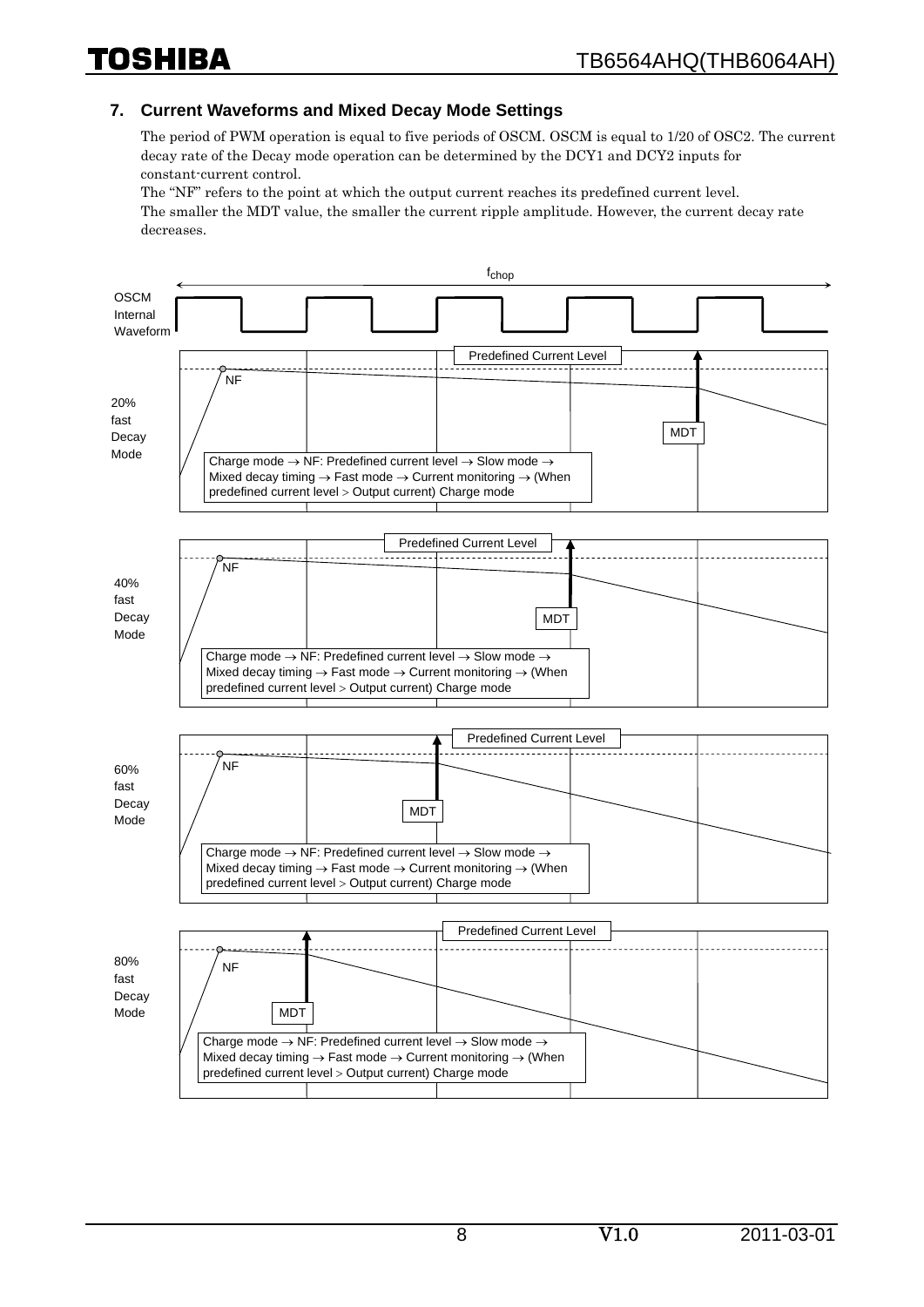## 7. Current Waveforms and Mixed Decay Mode Settings

The period of PWM operation is equal to five periods of OSCM. OSCM is equal to 1/20 of OSC2. The current decay rate of the Decay mode operation can be determined by the DCY1 and DCY2 inputs for constant-current control.

The "NF" refers to the point at which the output current reaches its predefined current level.

The smaller the MDT value, the smaller the current ripple amplitude. However, the current decay rate decreases.

$f_{chop}$

OSCM Internal Waveform

20% fast Decay Mode

Predefined Current Level

NF

MDT

Charge mode → NF: Predefined current level → Slow mode → Mixed decay timing → Fast mode → Current monitoring → (When predefined current level > Output current) Charge mode

40% fast Decay Mode

Predefined Current Level

NF

MDT

Charge mode → NF: Predefined current level → Slow mode → Mixed decay timing → Fast mode → Current monitoring → (When predefined current level > Output current) Charge mode

60% fast Decay Mode

Predefined Current Level

NF

MDT

Charge mode → NF: Predefined current level → Slow mode → Mixed decay timing → Fast mode → Current monitoring → (When predefined current level > Output current) Charge mode

80% fast Decay Mode

Predefined Current Level

NF

MDT

Charge mode → NF: Predefined current level → Slow mode → Mixed decay timing → Fast mode → Current monitoring → (When predefined current level > Output current) Charge mode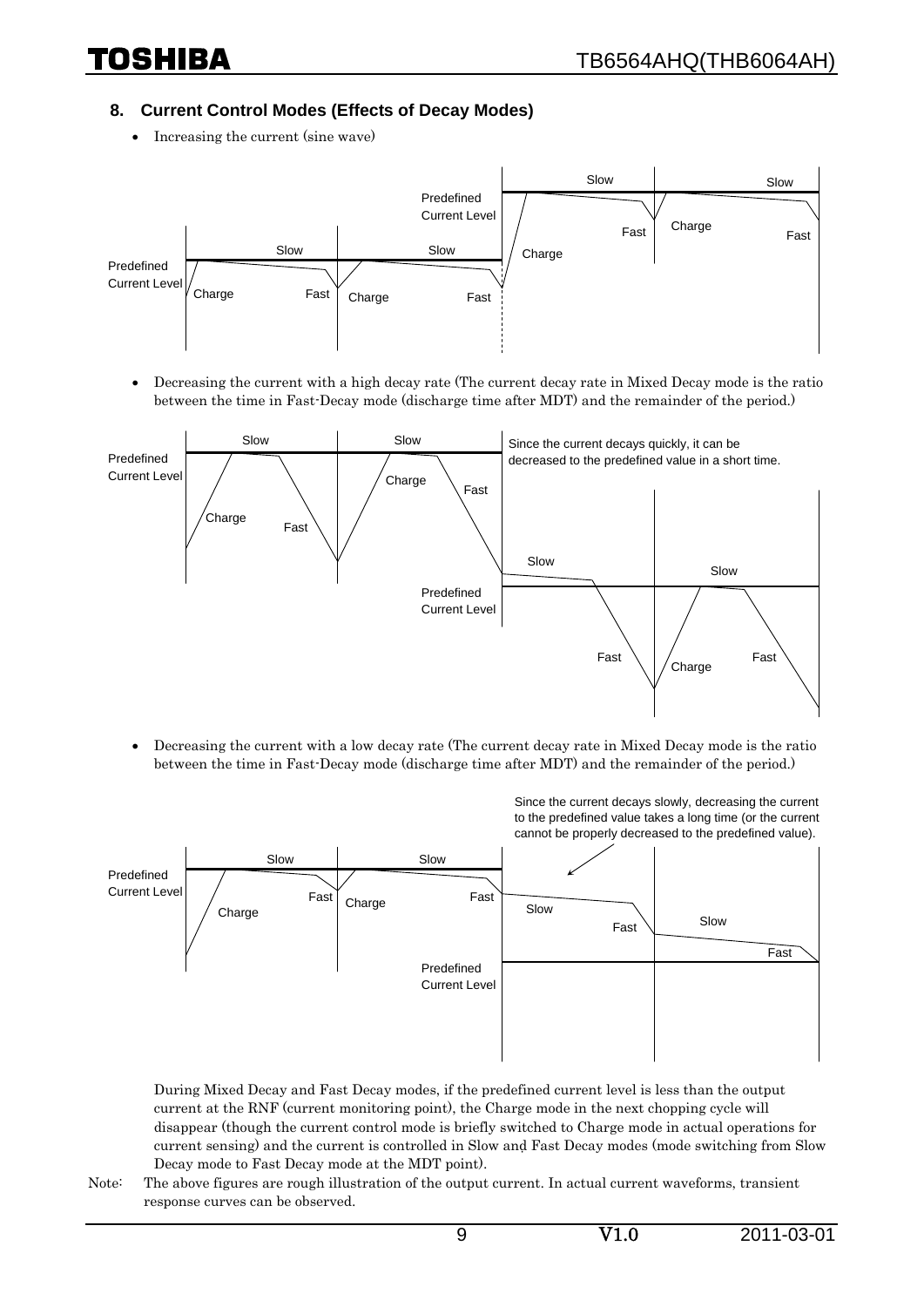## 8. Current Control Modes (Effects of Decay Modes)

- Increasing the current (sine wave)

- Decreasing the current with a high decay rate (The current decay rate in Mixed Decay mode is the ratio between the time in Fast-Decay mode (discharge time after MDT) and the remainder of the period.)

- Decreasing the current with a low decay rate (The current decay rate in Mixed Decay mode is the ratio between the time in Fast-Decay mode (discharge time after MDT) and the remainder of the period.)

During Mixed Decay and Fast Decay modes, if the predefined current level is less than the output current at the RNF (current monitoring point), the Charge mode in the next chopping cycle will disappear (though the current control mode is briefly switched to Charge mode in actual operations for current sensing) and the current is controlled in Slow and Fast Decay modes (mode switching from Slow Decay mode to Fast Decay mode at the MDT point).

Note: The above figures are rough illustration of the output current. In actual current waveforms, transient response curves can be observed.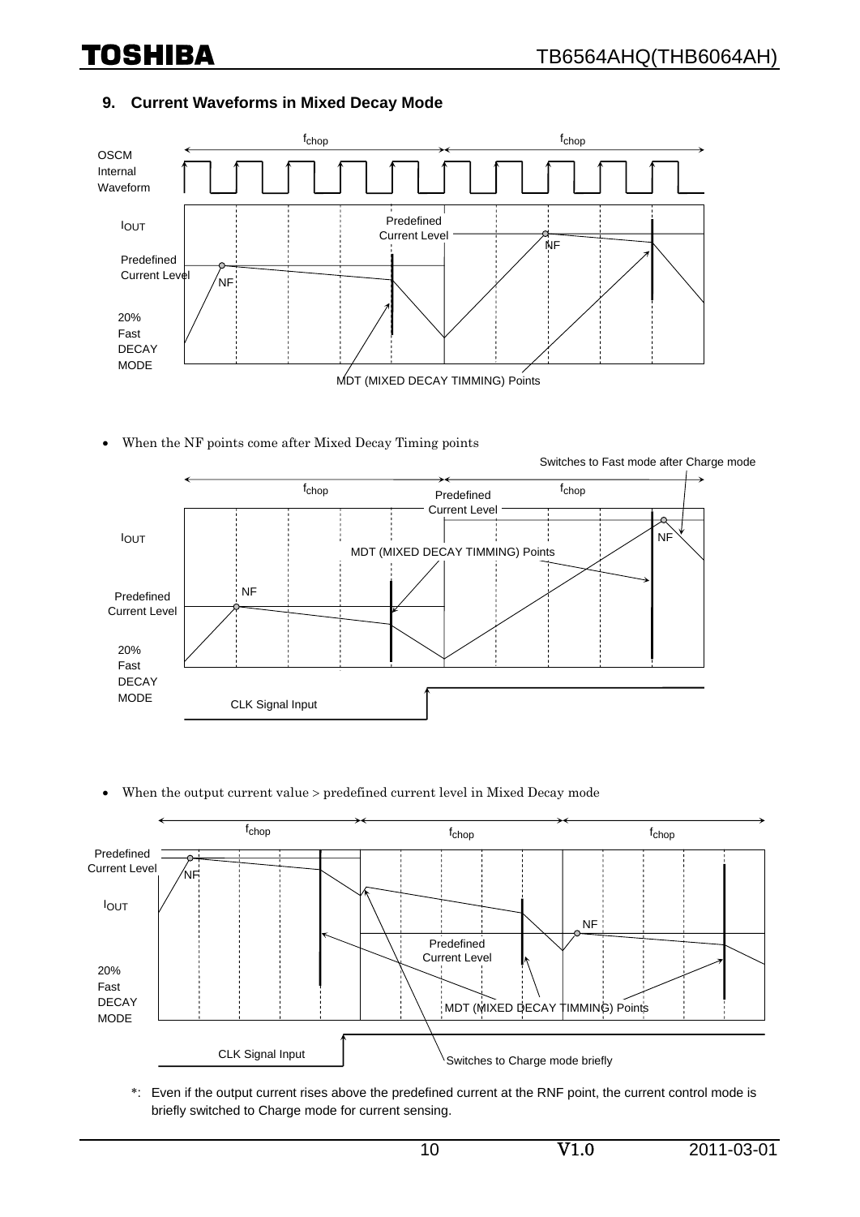## 9. Current Waveforms in Mixed Decay Mode

- When the NF points come after Mixed Decay Timing points

- When the output current value > predefined current level in Mixed Decay mode

*: Even if the output current rises above the predefined current at the RNF point, the current control mode is briefly switched to Charge mode for current sensing.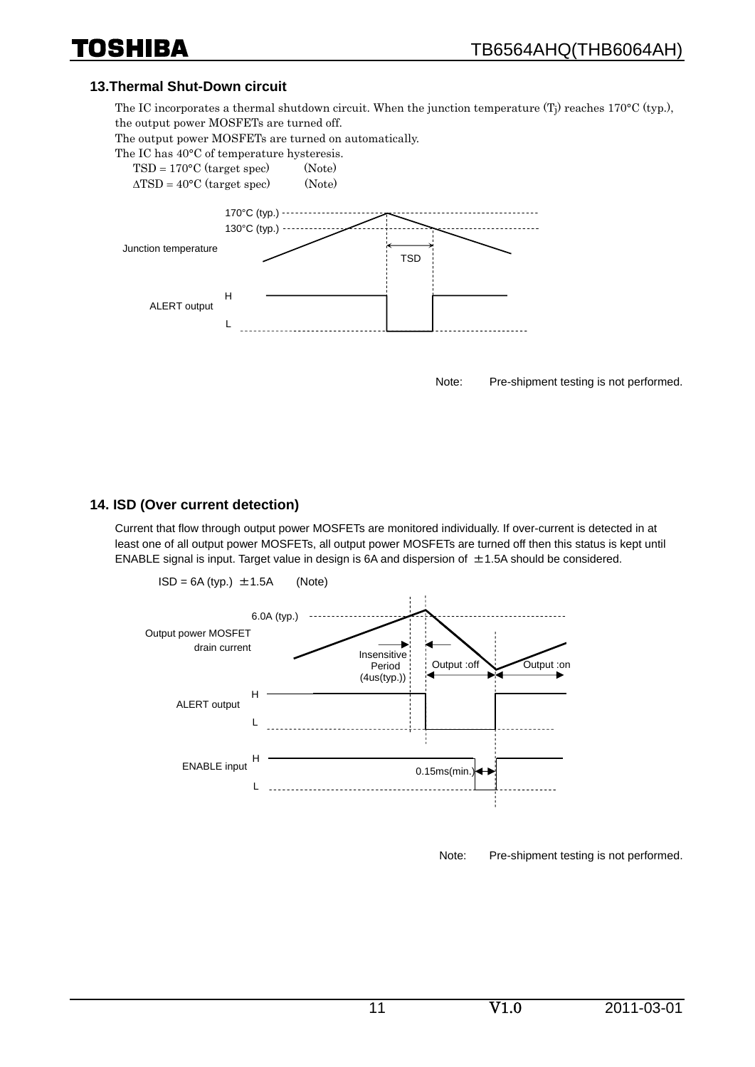## 13.Thermal Shut-Down circuit

The IC incorporates a thermal shutdown circuit. When the junction temperature ($T_j$) reaches 170°C (typ.), the output power MOSFETs are turned off.

The output power MOSFETs are turned on automatically.

The IC has 40°C of temperature hysteresis.

TSD = 170°C (target spec) (Note)

ΔTSD = 40°C (target spec) (Note)

170°C (typ.)

130°C (typ.)

Junction temperature

TSD

ALERT output H L

Note: Pre-shipment testing is not performed.

## 14. ISD (Over current detection)

Current that flow through output power MOSFETs are monitored individually. If over-current is detected in at least one of all output power MOSFETs, all output power MOSFETs are turned off then this status is kept until ENABLE signal is input. Target value in design is 6A and dispersion of ±1.5A should be considered.

ISD = 6A (typ.) ±1.5A (Note)

6.0A (typ.)

Output power MOSFET drain current

Insensitive Period (4us(typ.))

Output :off

Output :on

ALERT output H L

ENABLE input H L

0.15ms(min.)

Note: Pre-shipment testing is not performed.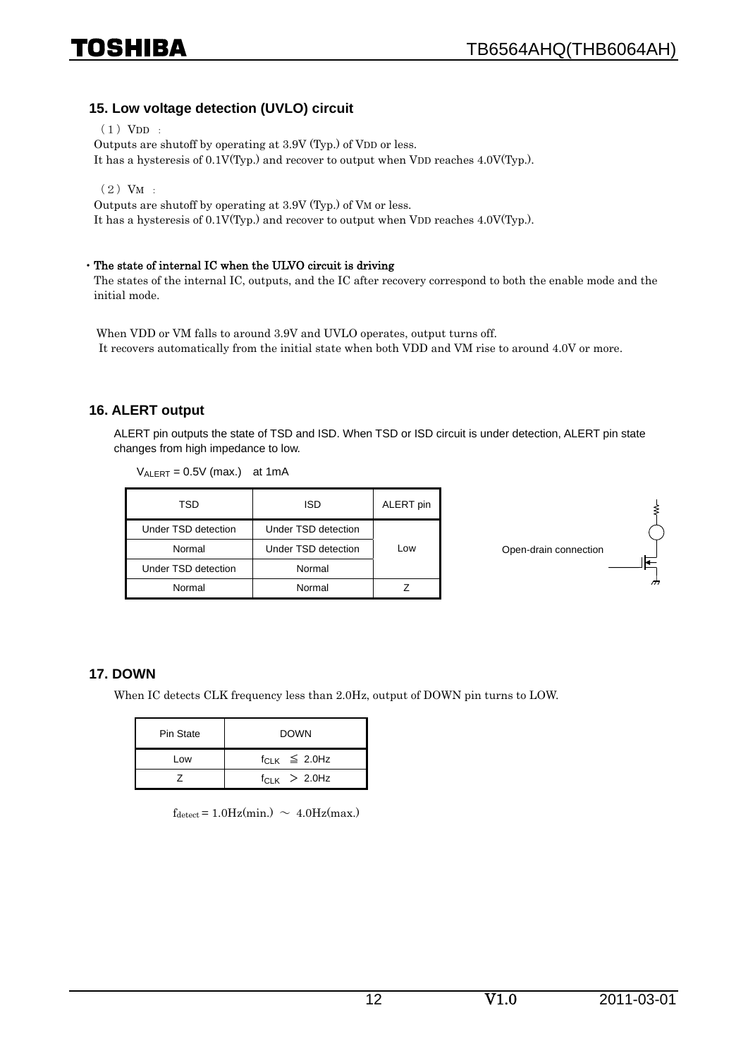## 15. Low voltage detection (UVLO) circuit

(1) $V_{DD}$ :

Outputs are shutoff by operating at 3.9V (Typ.) of $V_{DD}$ or less.
It has a hysteresis of 0.1V(Typ.) and recover to output when $V_{DD}$ reaches 4.0V(Typ.).

(2) $V_M$ :

Outputs are shutoff by operating at 3.9V (Typ.) of $V_M$ or less.
It has a hysteresis of 0.1V(Typ.) and recover to output when $V_{DD}$ reaches 4.0V(Typ.).

**・The state of internal IC when the ULVO circuit is driving**

The states of the internal IC, outputs, and the IC after recovery correspond to both the enable mode and the initial mode.

When VDD or VM falls to around 3.9V and UVLO operates, output turns off.
It recovers automatically from the initial state when both VDD and VM rise to around 4.0V or more.

## 16. ALERT output

ALERT pin outputs the state of TSD and ISD. When TSD or ISD circuit is under detection, ALERT pin state changes from high impedance to low.

$V_{ALERT}$ = 0.5V (max.) at 1mA

| TSD | ISD | ALERT pin |
|---|---|---|
| Under TSD detection | Under TSD detection | Low |
| Normal | Under TSD detection | Low |
| Under TSD detection | Normal | Low |
| Normal | Normal | Z |

Open-drain connection

## 17. DOWN

When IC detects CLK frequency less than 2.0Hz, output of DOWN pin turns to LOW.

| Pin State | DOWN |
|---|---|
| Low | $f_{CLK} \leqq 2.0Hz$ |
| Z | $f_{CLK} > 2.0Hz$ |

$f_{detect}$ = 1.0Hz(min.) ～ 4.0Hz(max.)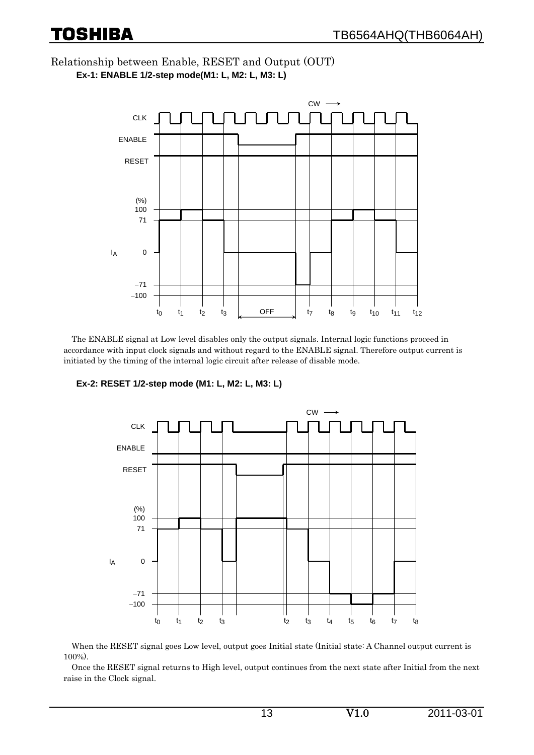## Relationship between Enable, RESET and Output (OUT)

**Ex-1: ENABLE 1/2-step mode(M1: L, M2: L, M3: L)**

The ENABLE signal at Low level disables only the output signals. Internal logic functions proceed in accordance with input clock signals and without regard to the ENABLE signal. Therefore output current is initiated by the timing of the internal logic circuit after release of disable mode.

**Ex-2: RESET 1/2-step mode (M1: L, M2: L, M3: L)**

When the RESET signal goes Low level, output goes Initial state (Initial state: A Channel output current is 100%).

Once the RESET signal returns to High level, output continues from the next state after Initial from the next raise in the Clock signal.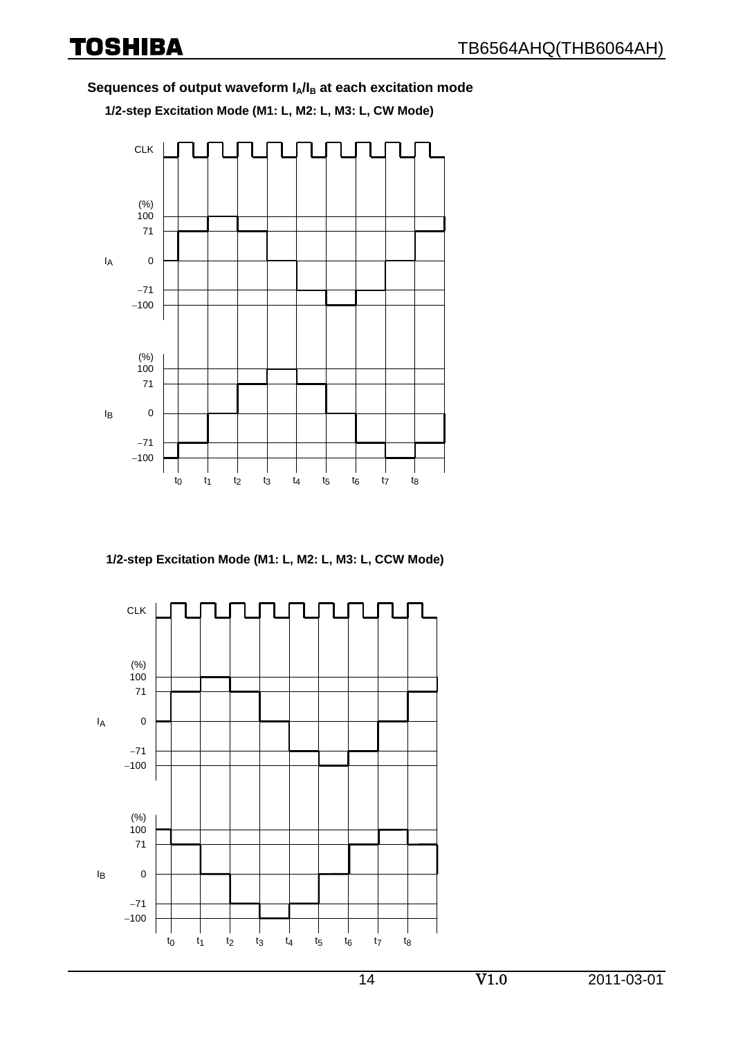### Sequences of output waveform $I_A$/$I_B$ at each excitation mode

**1/2-step Excitation Mode (M1: L, M2: L, M3: L, CW Mode)**

**1/2-step Excitation Mode (M1: L, M2: L, M3: L, CCW Mode)**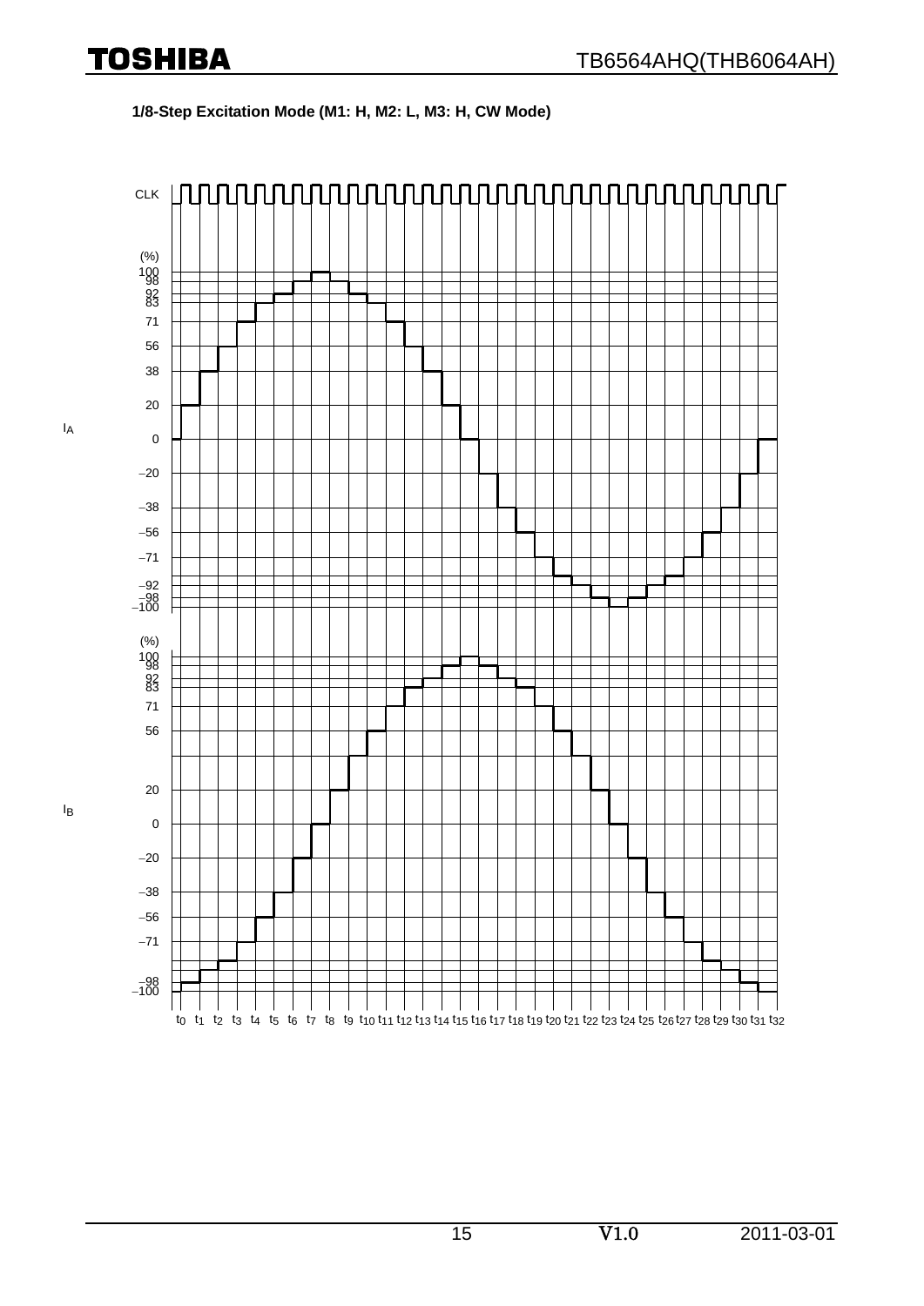**1/8-Step Excitation Mode (M1: H, M2: L, M3: H, CW Mode)**

CLK

(%)

$I_A$: 100, 98, 92, 83, 71, 56, 38, 20, 0, –20, –38, –56, –71, –92, –98, –100

(%)

$I_B$: 100, 98, 92, 83, 71, 56, 20, 0, –20, –38, –56, –71, –98, –100

$t_0$ $t_1$ $t_2$ $t_3$ $t_4$ $t_5$ $t_6$ $t_7$ $t_8$ $t_9$ $t_{10}$ $t_{11}$ $t_{12}$ $t_{13}$ $t_{14}$ $t_{15}$ $t_{16}$ $t_{17}$ $t_{18}$ $t_{19}$ $t_{20}$ $t_{21}$ $t_{22}$ $t_{23}$ $t_{24}$ $t_{25}$ $t_{26}$ $t_{27}$ $t_{28}$ $t_{29}$ $t_{30}$ $t_{31}$ $t_{32}$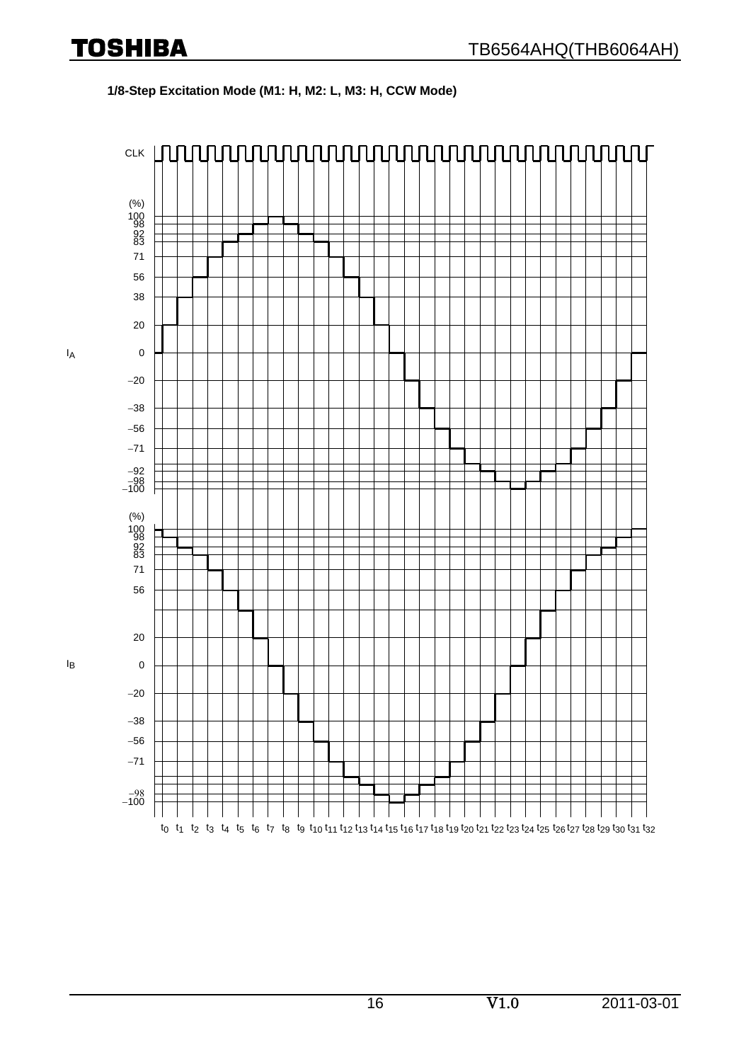**1/8-Step Excitation Mode (M1: H, M2: L, M3: H, CCW Mode)**

CLK

$I_A$ (%): 100, 98, 92, 83, 71, 56, 38, 20, 0, −20, −38, −56, −71, −92, −98, −100

$I_B$ (%): 100, 98, 92, 83, 71, 56, 20, 0, −20, −38, −56, −71, −98, −100

$t_0$ $t_1$ $t_2$ $t_3$ $t_4$ $t_5$ $t_6$ $t_7$ $t_8$ $t_9$ $t_{10}$ $t_{11}$ $t_{12}$ $t_{13}$ $t_{14}$ $t_{15}$ $t_{16}$ $t_{17}$ $t_{18}$ $t_{19}$ $t_{20}$ $t_{21}$ $t_{22}$ $t_{23}$ $t_{24}$ $t_{25}$ $t_{26}$ $t_{27}$ $t_{28}$ $t_{29}$ $t_{30}$ $t_{31}$ $t_{32}$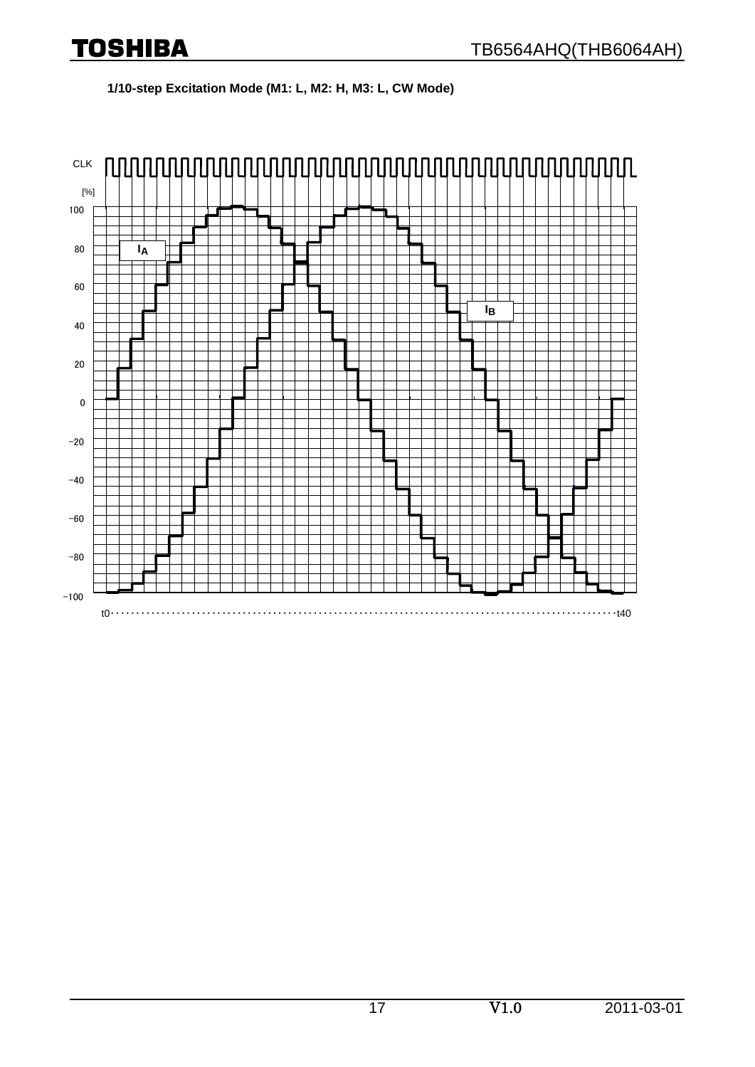**1/10-step Excitation Mode (M1: L, M2: H, M3: L, CW Mode)**

CLK

[%]

100

80

60

40

20

0

−20

−40

−60

−80

−100

$I_A$

$I_B$

t0 ··· t40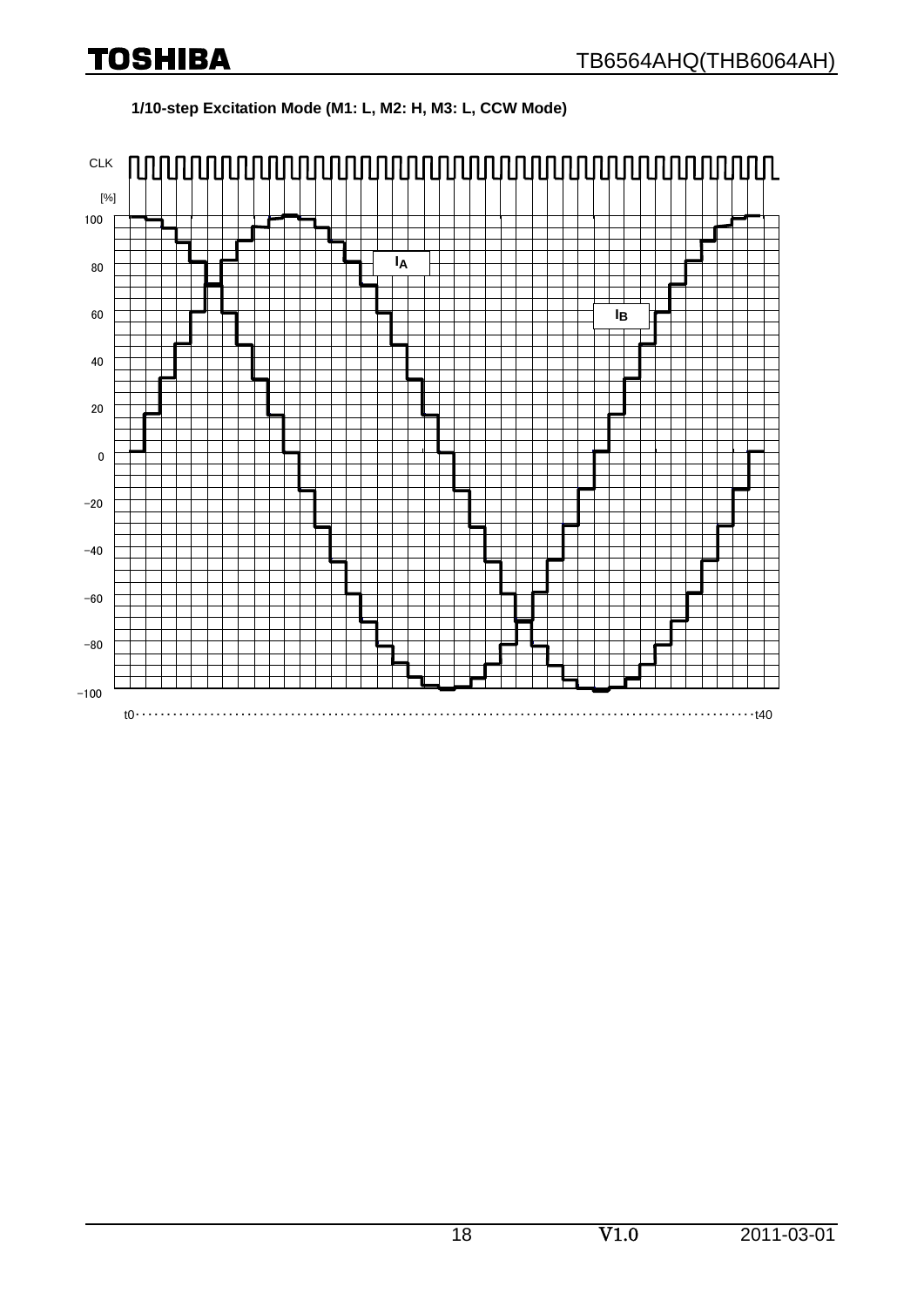**1/10-step Excitation Mode (M1: L, M2: H, M3: L, CCW Mode)**

CLK

[%]

100

80

60

40

20

0

−20

−40

−60

−80

−100

$I_A$

$I_B$

t0 ··· t40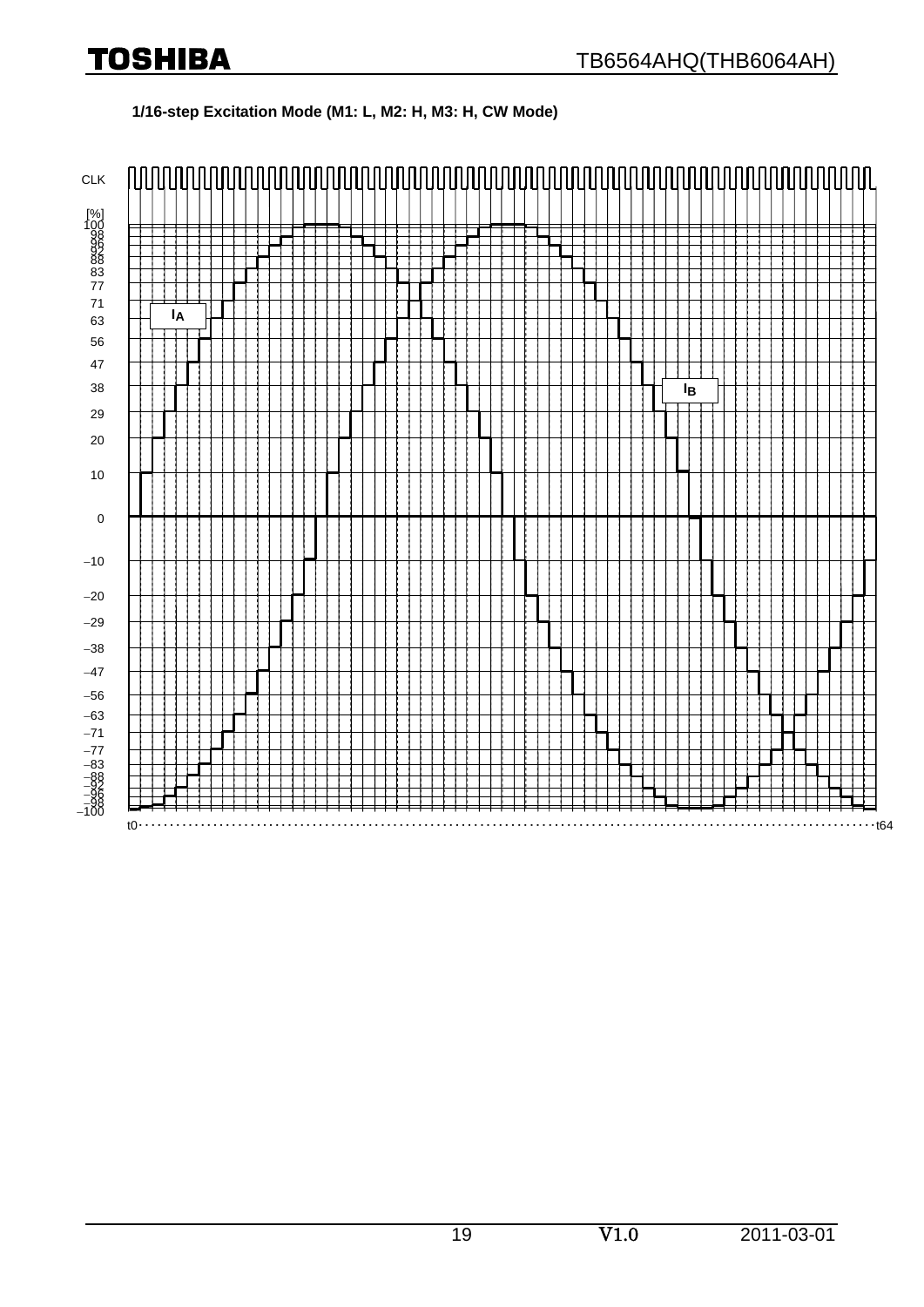**1/16-step Excitation Mode (M1: L, M2: H, M3: H, CW Mode)**

CLK

[%]

100
98
96
92
88
83
77
71
63
56
47
38
29
20
10
0
–10
–20
–29
–38
–47
–56
–63
–71
–77
–83
–88
–92
–96
–98
–100

$I_A$

$I_B$

t0 t64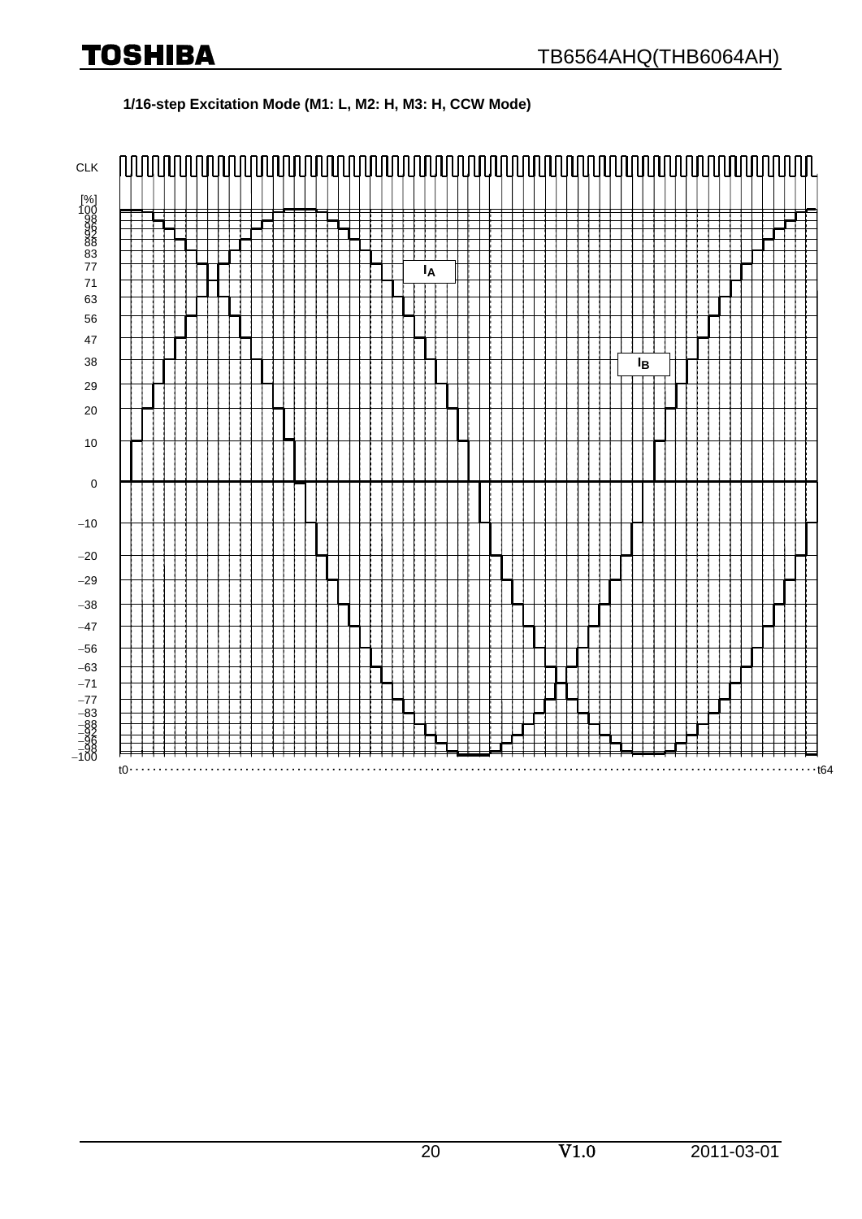**1/16-step Excitation Mode (M1: L, M2: H, M3: H, CCW Mode)**

CLK

[%]
100
98
96
92
88
83
77
71
63
56
47
38
29
20
10
0
–10
–20
–29
–38
–47
–56
–63
–71
–77
–83
–88
–92
–96
–98
–100

$I_A$

$I_B$

t0 t64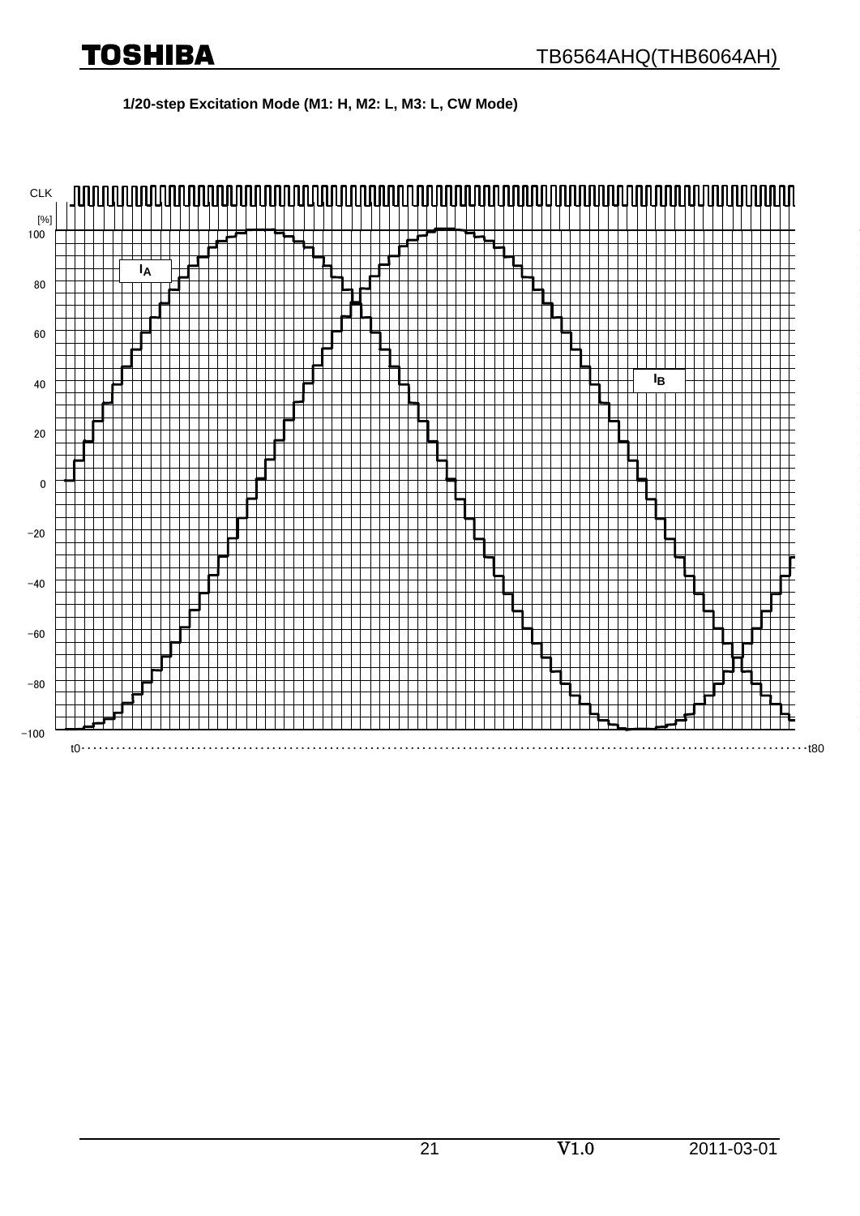**1/20-step Excitation Mode (M1: H, M2: L, M3: L, CW Mode)**

CLK

[%]

100

80

60

40

20

0

−20

−40

−60

−80

−100

$I_A$

$I_B$

t0 t80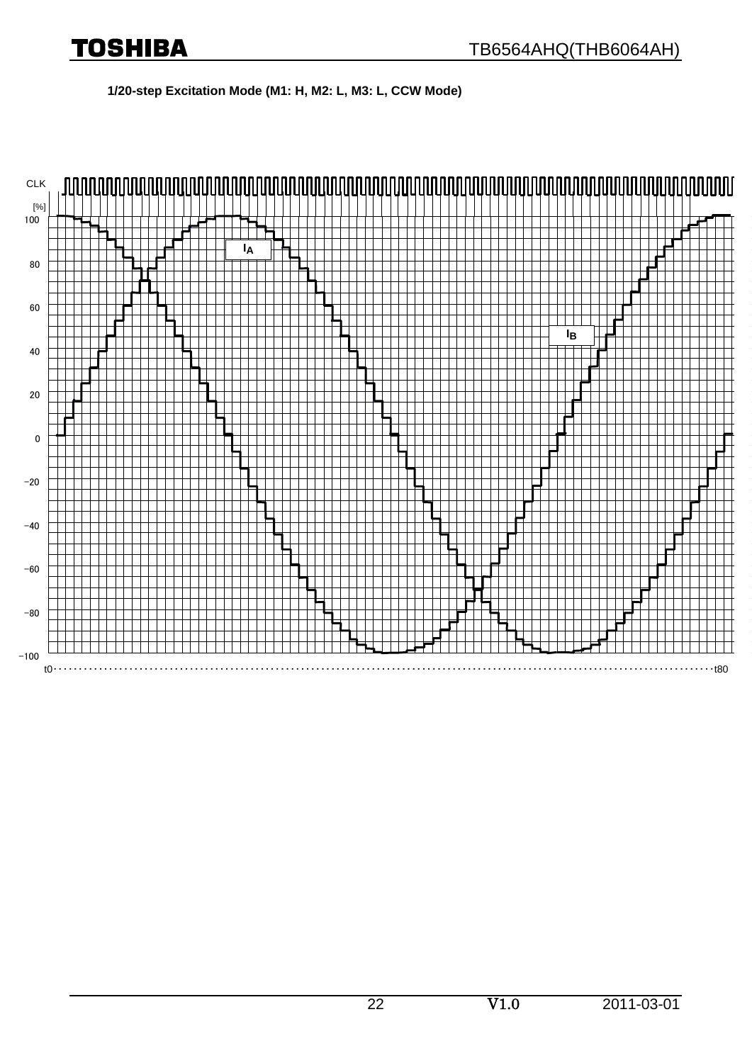1/20-step Excitation Mode (M1: H, M2: L, M3: L, CCW Mode)

CLK

[%]

100

80

60

40

20

0

−20

−40

−60

−80

−100

$I_A$

$I_B$

t0 ... t80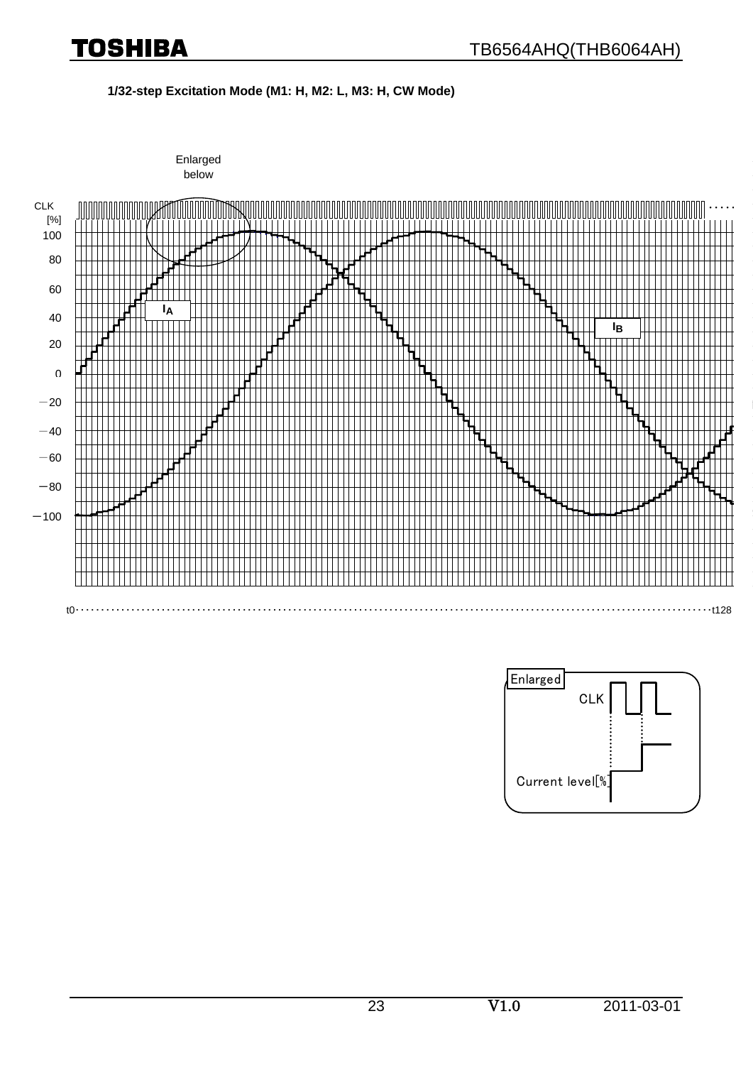**1/32-step Excitation Mode (M1: H, M2: L, M3: H, CW Mode)**

Enlarged below

CLK

[%]

100

80

60

40

20

0

−20

−40

−60

−80

−100

$I_A$

$I_B$

t0 ······ t128

Enlarged

CLK

Current level[%]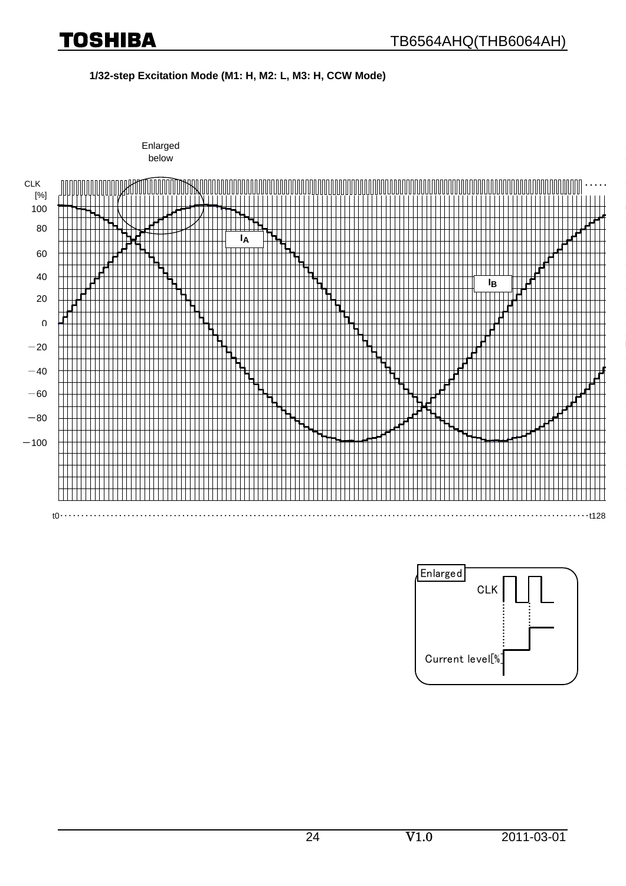**1/32-step Excitation Mode (M1: H, M2: L, M3: H, CCW Mode)**

Enlarged below

CLK

[%]

100

80

60

40

20

0

−20

−40

−60

−80

−100

$I_A$

$I_B$

t0 ······ t128

Enlarged

CLK

Current level[%]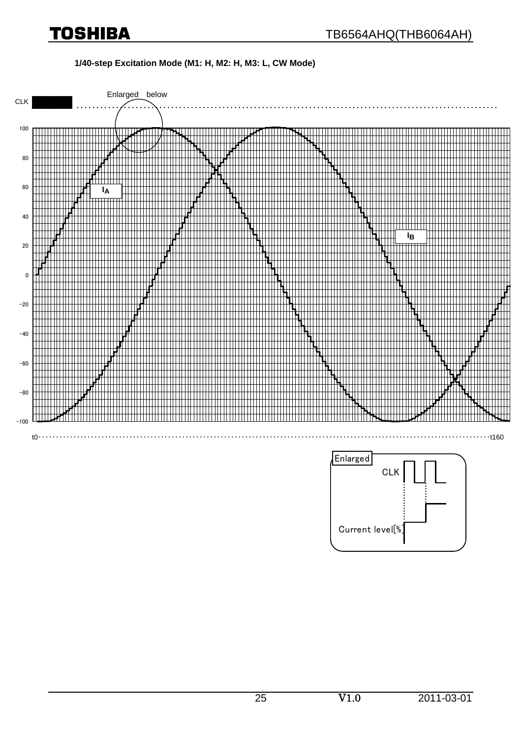**1/40-step Excitation Mode (M1: H, M2: H, M3: L, CW Mode)**

Enlarged below

CLK

100

80

60

40

20

0

−20

−40

−60

−80

−100

$I_A$

$I_B$

t0 t160

Enlarged

CLK

Current level[%]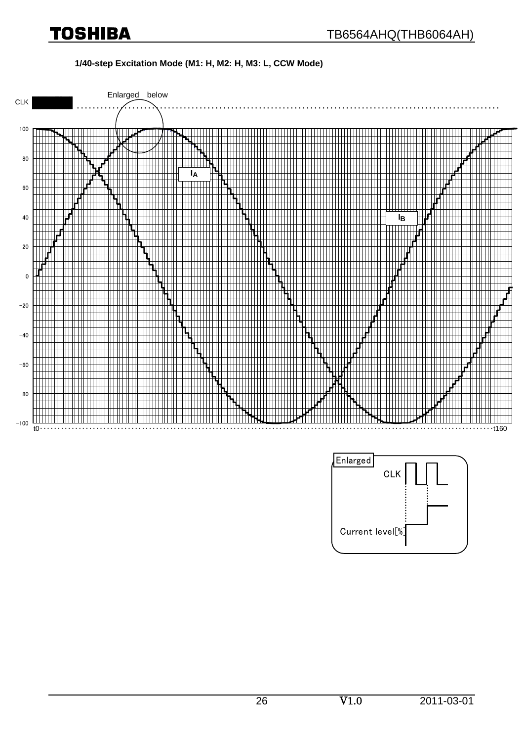**1/40-step Excitation Mode (M1: H, M2: H, M3: L, CCW Mode)**

Enlarged below

CLK

100

80

60

40

20

0

−20

−40

−60

−80

−100

$I_A$

$I_B$

t0

t160

Enlarged

CLK

Current level[%]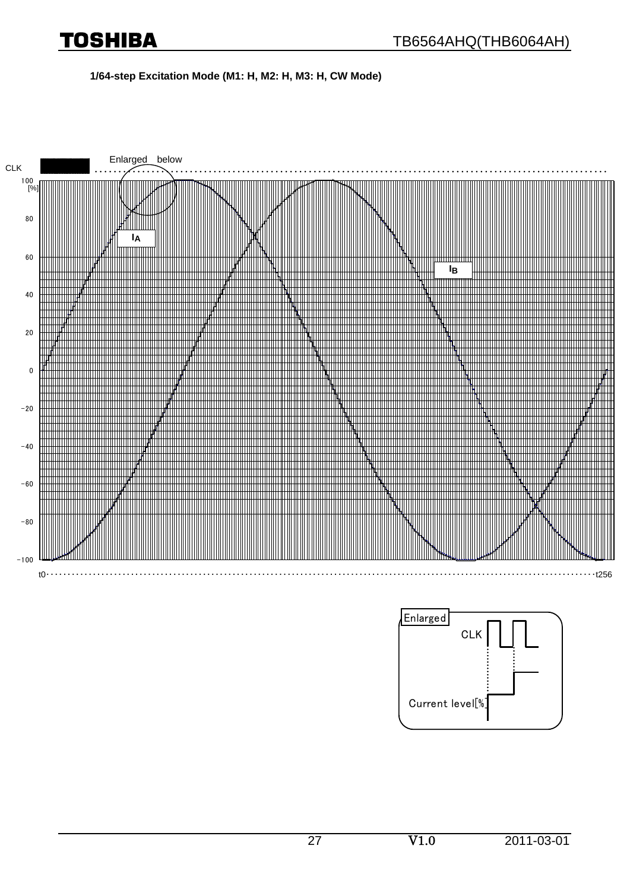**1/64-step Excitation Mode (M1: H, M2: H, M3: H, CW Mode)**

Enlarged below

CLK

100 [%]

80

60

40

20

0

−20

−40

−60

−80

−100

$I_A$

$I_B$

t0 ··· t256

Enlarged

CLK

Current level[%]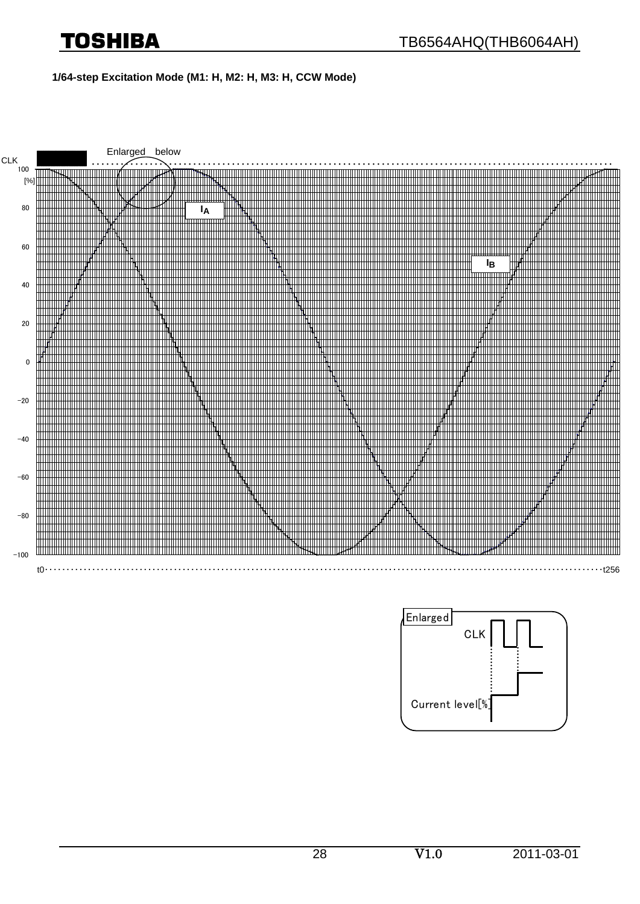**1/64-step Excitation Mode (M1: H, M2: H, M3: H, CCW Mode)**

Enlarged below

CLK

100 [%]

80

60

40

20

0

−20

−40

−60

−80

−100

$I_A$

$I_B$

t0 ... t256

Enlarged

CLK

Current level[%]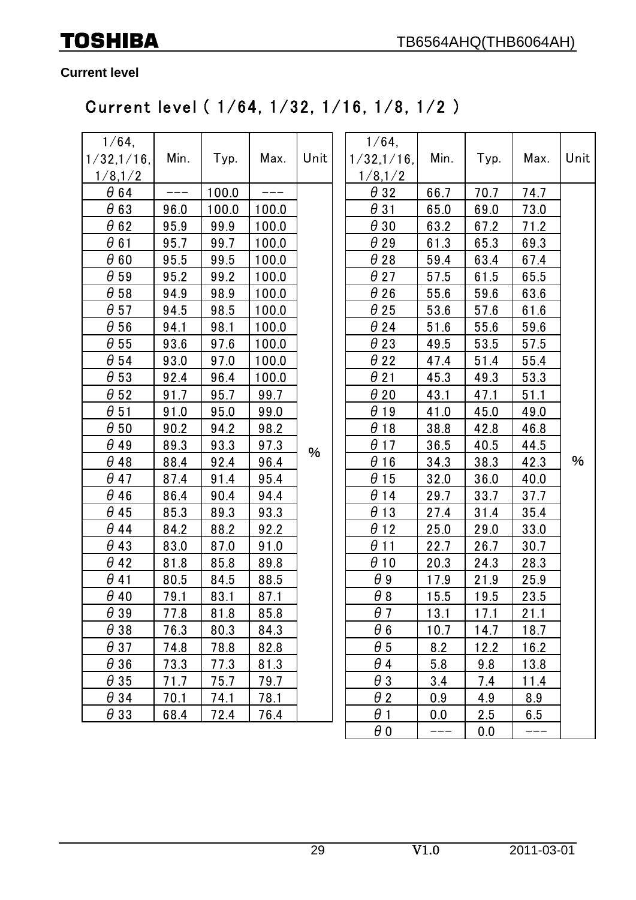**Current level**

## Current level ( 1/64, 1/32, 1/16, 1/8, 1/2 )

| 1/64, 1/32,1/16, 1/8,1/2 | Min. | Typ. | Max. | Unit |
|---|---|---|---|---|
| θ64 | --- | 100.0 | --- | % |
| θ63 | 96.0 | 100.0 | 100.0 | |
| θ62 | 95.9 | 99.9 | 100.0 | |
| θ61 | 95.7 | 99.7 | 100.0 | |
| θ60 | 95.5 | 99.5 | 100.0 | |
| θ59 | 95.2 | 99.2 | 100.0 | |
| θ58 | 94.9 | 98.9 | 100.0 | |
| θ57 | 94.5 | 98.5 | 100.0 | |
| θ56 | 94.1 | 98.1 | 100.0 | |
| θ55 | 93.6 | 97.6 | 100.0 | |
| θ54 | 93.0 | 97.0 | 100.0 | |
| θ53 | 92.4 | 96.4 | 100.0 | |
| θ52 | 91.7 | 95.7 | 99.7 | |
| θ51 | 91.0 | 95.0 | 99.0 | |
| θ50 | 90.2 | 94.2 | 98.2 | |
| θ49 | 89.3 | 93.3 | 97.3 | |
| θ48 | 88.4 | 92.4 | 96.4 | |
| θ47 | 87.4 | 91.4 | 95.4 | |
| θ46 | 86.4 | 90.4 | 94.4 | |
| θ45 | 85.3 | 89.3 | 93.3 | |
| θ44 | 84.2 | 88.2 | 92.2 | |
| θ43 | 83.0 | 87.0 | 91.0 | |
| θ42 | 81.8 | 85.8 | 89.8 | |
| θ41 | 80.5 | 84.5 | 88.5 | |
| θ40 | 79.1 | 83.1 | 87.1 | |
| θ39 | 77.8 | 81.8 | 85.8 | |
| θ38 | 76.3 | 80.3 | 84.3 | |
| θ37 | 74.8 | 78.8 | 82.8 | |
| θ36 | 73.3 | 77.3 | 81.3 | |
| θ35 | 71.7 | 75.7 | 79.7 | |
| θ34 | 70.1 | 74.1 | 78.1 | |
| θ33 | 68.4 | 72.4 | 76.4 | |

| 1/64, 1/32,1/16, 1/8,1/2 | Min. | Typ. | Max. | Unit |
|---|---|---|---|---|
| θ32 | 66.7 | 70.7 | 74.7 | % |
| θ31 | 65.0 | 69.0 | 73.0 | |
| θ30 | 63.2 | 67.2 | 71.2 | |
| θ29 | 61.3 | 65.3 | 69.3 | |
| θ28 | 59.4 | 63.4 | 67.4 | |
| θ27 | 57.5 | 61.5 | 65.5 | |
| θ26 | 55.6 | 59.6 | 63.6 | |
| θ25 | 53.6 | 57.6 | 61.6 | |
| θ24 | 51.6 | 55.6 | 59.6 | |
| θ23 | 49.5 | 53.5 | 57.5 | |
| θ22 | 47.4 | 51.4 | 55.4 | |
| θ21 | 45.3 | 49.3 | 53.3 | |
| θ20 | 43.1 | 47.1 | 51.1 | |
| θ19 | 41.0 | 45.0 | 49.0 | |
| θ18 | 38.8 | 42.8 | 46.8 | |
| θ17 | 36.5 | 40.5 | 44.5 | |
| θ16 | 34.3 | 38.3 | 42.3 | |
| θ15 | 32.0 | 36.0 | 40.0 | |
| θ14 | 29.7 | 33.7 | 37.7 | |
| θ13 | 27.4 | 31.4 | 35.4 | |
| θ12 | 25.0 | 29.0 | 33.0 | |
| θ11 | 22.7 | 26.7 | 30.7 | |
| θ10 | 20.3 | 24.3 | 28.3 | |
| θ9 | 17.9 | 21.9 | 25.9 | |
| θ8 | 15.5 | 19.5 | 23.5 | |
| θ7 | 13.1 | 17.1 | 21.1 | |
| θ6 | 10.7 | 14.7 | 18.7 | |
| θ5 | 8.2 | 12.2 | 16.2 | |
| θ4 | 5.8 | 9.8 | 13.8 | |
| θ3 | 3.4 | 7.4 | 11.4 | |
| θ2 | 0.9 | 4.9 | 8.9 | |
| θ1 | 0.0 | 2.5 | 6.5 | |
| θ0 | --- | 0.0 | --- | |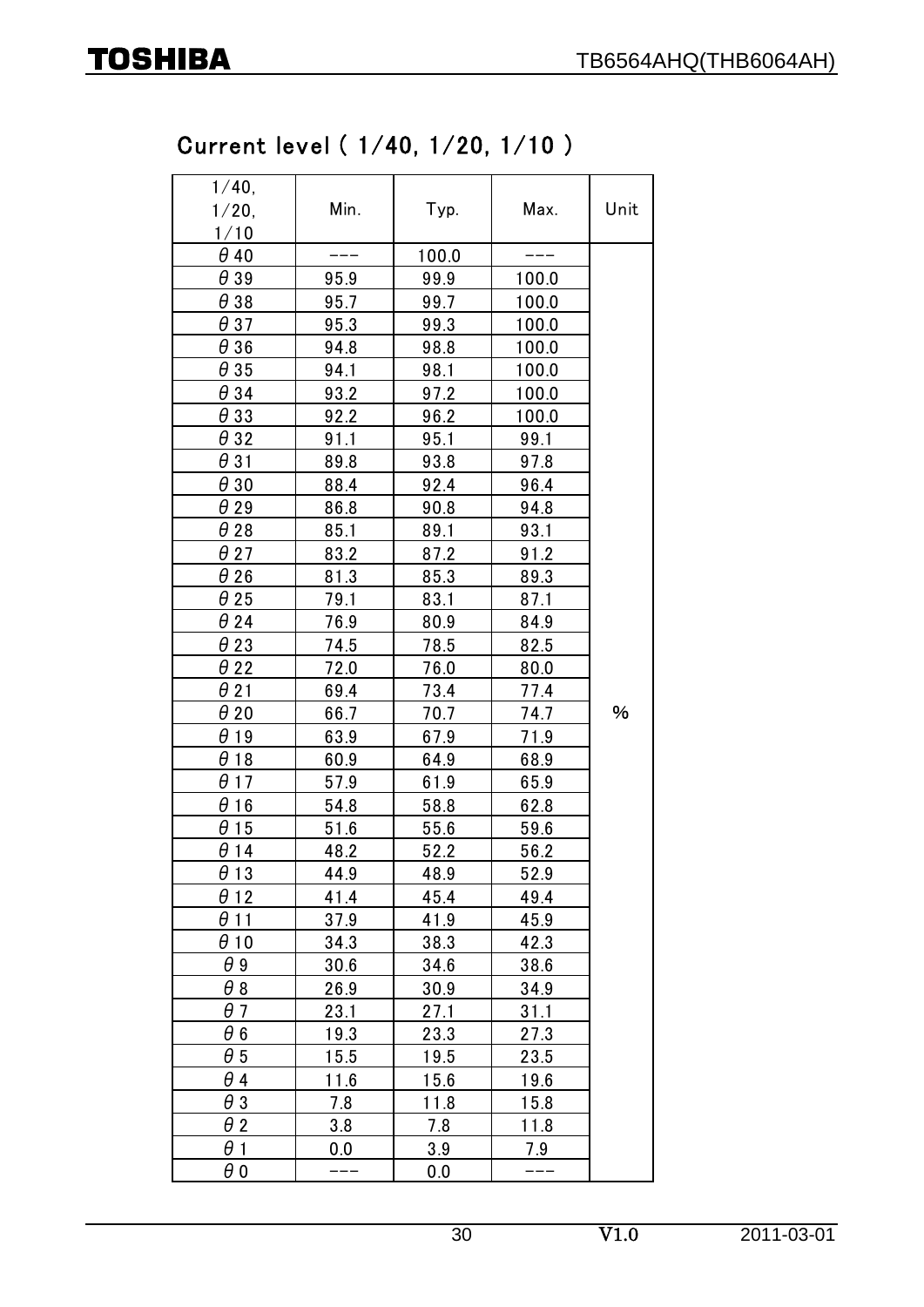## Current level ( 1/40, 1/20, 1/10 )

| 1/40, 1/20, 1/10 | Min. | Typ. | Max. | Unit |
|---|---|---|---|---|
| θ40 | --- | 100.0 | --- | % |
| θ39 | 95.9 | 99.9 | 100.0 | |
| θ38 | 95.7 | 99.7 | 100.0 | |
| θ37 | 95.3 | 99.3 | 100.0 | |
| θ36 | 94.8 | 98.8 | 100.0 | |
| θ35 | 94.1 | 98.1 | 100.0 | |
| θ34 | 93.2 | 97.2 | 100.0 | |
| θ33 | 92.2 | 96.2 | 100.0 | |
| θ32 | 91.1 | 95.1 | 99.1 | |
| θ31 | 89.8 | 93.8 | 97.8 | |
| θ30 | 88.4 | 92.4 | 96.4 | |
| θ29 | 86.8 | 90.8 | 94.8 | |
| θ28 | 85.1 | 89.1 | 93.1 | |
| θ27 | 83.2 | 87.2 | 91.2 | |
| θ26 | 81.3 | 85.3 | 89.3 | |
| θ25 | 79.1 | 83.1 | 87.1 | |
| θ24 | 76.9 | 80.9 | 84.9 | |
| θ23 | 74.5 | 78.5 | 82.5 | |
| θ22 | 72.0 | 76.0 | 80.0 | |
| θ21 | 69.4 | 73.4 | 77.4 | |
| θ20 | 66.7 | 70.7 | 74.7 | |
| θ19 | 63.9 | 67.9 | 71.9 | |
| θ18 | 60.9 | 64.9 | 68.9 | |
| θ17 | 57.9 | 61.9 | 65.9 | |
| θ16 | 54.8 | 58.8 | 62.8 | |
| θ15 | 51.6 | 55.6 | 59.6 | |
| θ14 | 48.2 | 52.2 | 56.2 | |
| θ13 | 44.9 | 48.9 | 52.9 | |
| θ12 | 41.4 | 45.4 | 49.4 | |
| θ11 | 37.9 | 41.9 | 45.9 | |
| θ10 | 34.3 | 38.3 | 42.3 | |
| θ9 | 30.6 | 34.6 | 38.6 | |
| θ8 | 26.9 | 30.9 | 34.9 | |
| θ7 | 23.1 | 27.1 | 31.1 | |
| θ6 | 19.3 | 23.3 | 27.3 | |
| θ5 | 15.5 | 19.5 | 23.5 | |
| θ4 | 11.6 | 15.6 | 19.6 | |
| θ3 | 7.8 | 11.8 | 15.8 | |
| θ2 | 3.8 | 7.8 | 11.8 | |
| θ1 | 0.0 | 3.9 | 7.9 | |
| θ0 | --- | 0.0 | --- | |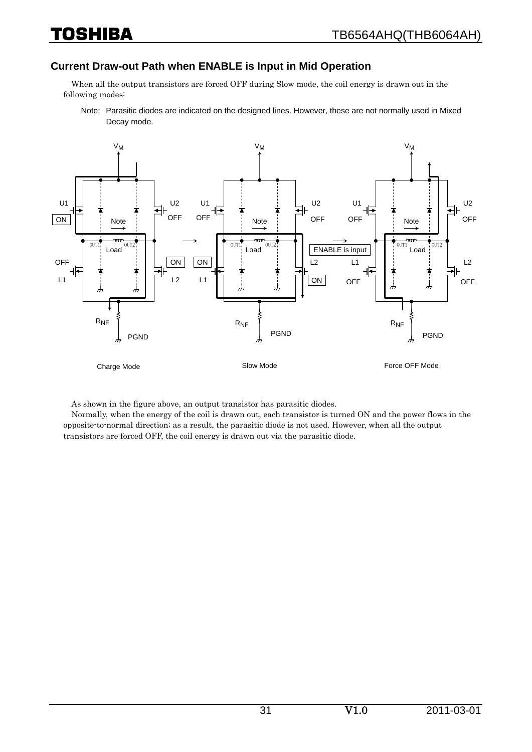## Current Draw-out Path when ENABLE is Input in Mid Operation

When all the output transistors are forced OFF during Slow mode, the coil energy is drawn out in the following modes:

Note: Parasitic diodes are indicated on the designed lines. However, these are not normally used in Mixed Decay mode.

Charge Mode　　　　Slow Mode　　　　Force OFF Mode

As shown in the figure above, an output transistor has parasitic diodes.

Normally, when the energy of the coil is drawn out, each transistor is turned ON and the power flows in the opposite-to-normal direction; as a result, the parasitic diode is not used. However, when all the output transistors are forced OFF, the coil energy is drawn out via the parasitic diode.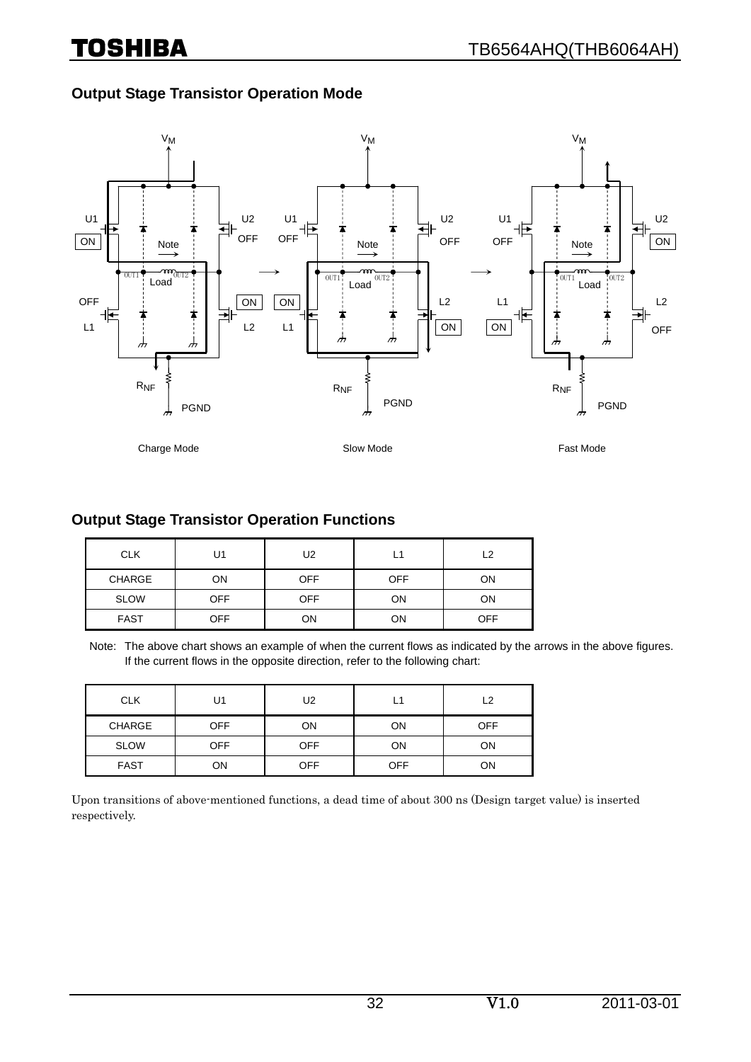## Output Stage Transistor Operation Mode

Charge Mode

Slow Mode

Fast Mode

## Output Stage Transistor Operation Functions

| CLK | U1 | U2 | L1 | L2 |
|---|---|---|---|---|
| CHARGE | ON | OFF | OFF | ON |
| SLOW | OFF | OFF | ON | ON |
| FAST | OFF | ON | ON | OFF |

Note: The above chart shows an example of when the current flows as indicated by the arrows in the above figures. If the current flows in the opposite direction, refer to the following chart:

| CLK | U1 | U2 | L1 | L2 |
|---|---|---|---|---|
| CHARGE | OFF | ON | ON | OFF |
| SLOW | OFF | OFF | ON | ON |
| FAST | ON | OFF | OFF | ON |

Upon transitions of above-mentioned functions, a dead time of about 300 ns (Design target value) is inserted respectively.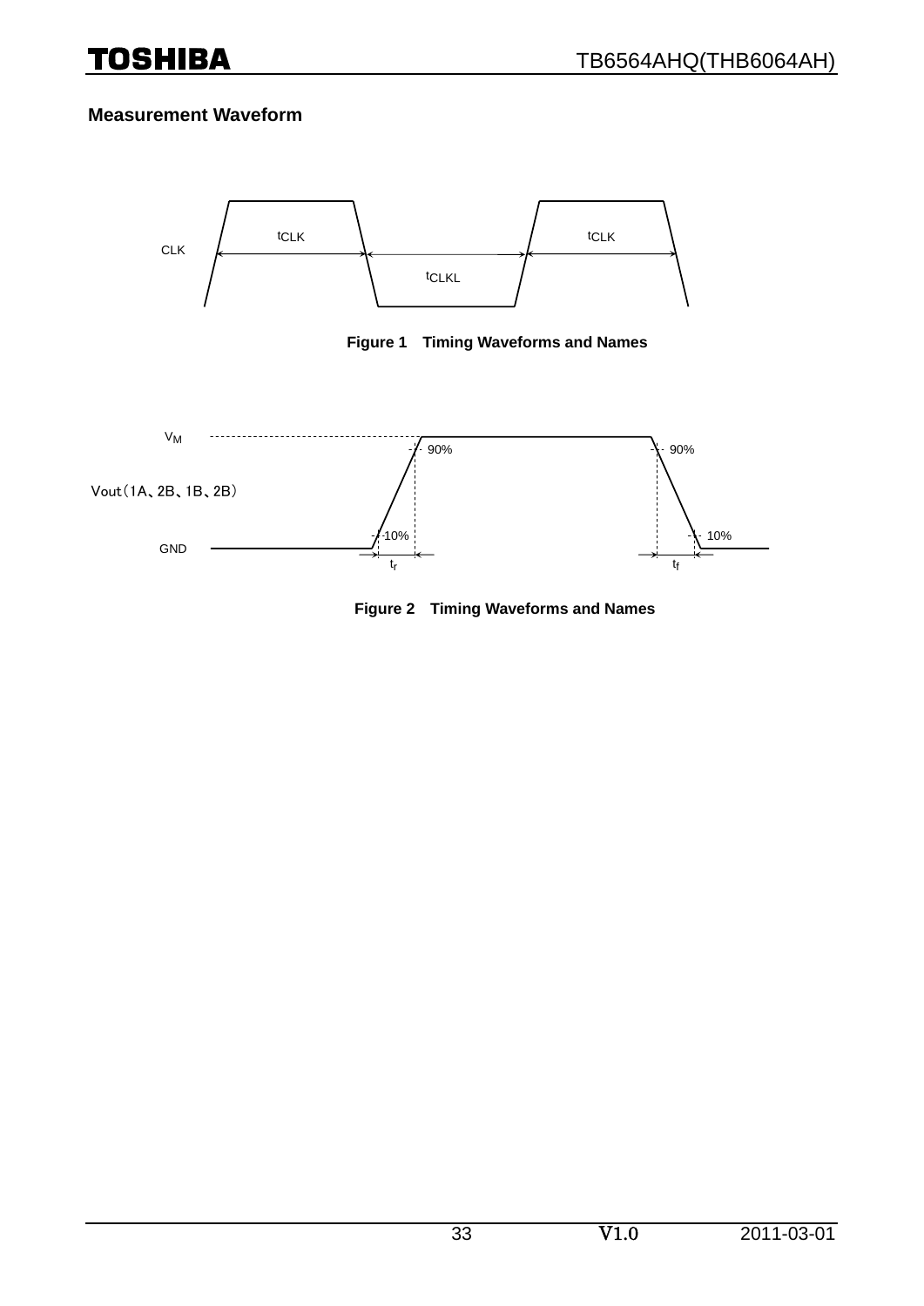## Measurement Waveform

Figure 1 Timing Waveforms and Names

Figure 2 Timing Waveforms and Names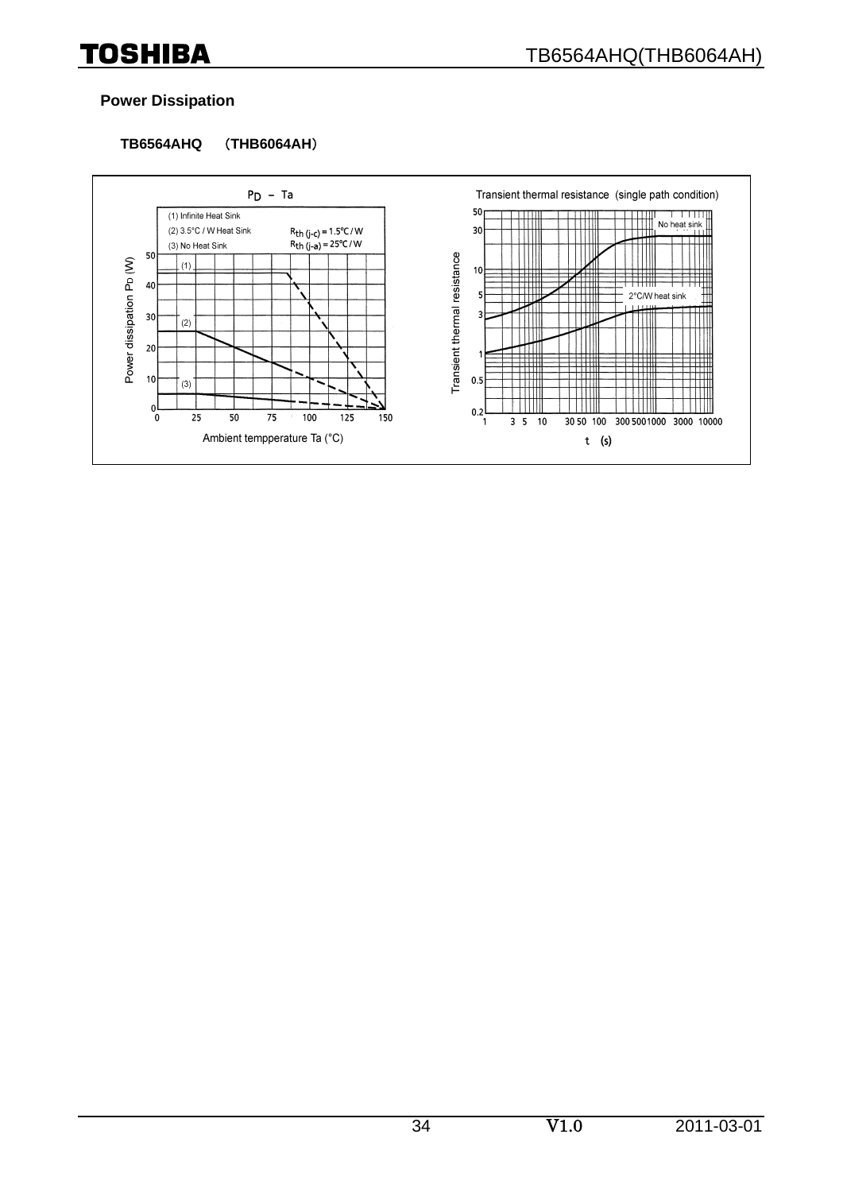## Power Dissipation

**TB6564AHQ （THB6064AH）**

$P_D$ – Ta

(1) Infinite Heat Sink
(2) 3.5°C / W Heat Sink
(3) No Heat Sink

$R_{th\ (j-c)} = 1.5°C/W$
$R_{th\ (j-a)} = 25°C/W$

Power dissipation $P_D$ (W)

Ambient tempperature Ta (°C)

Transient thermal resistance (single path condition)

No heat sink

2°C/W heat sink

Transient thermal resistance

t (s)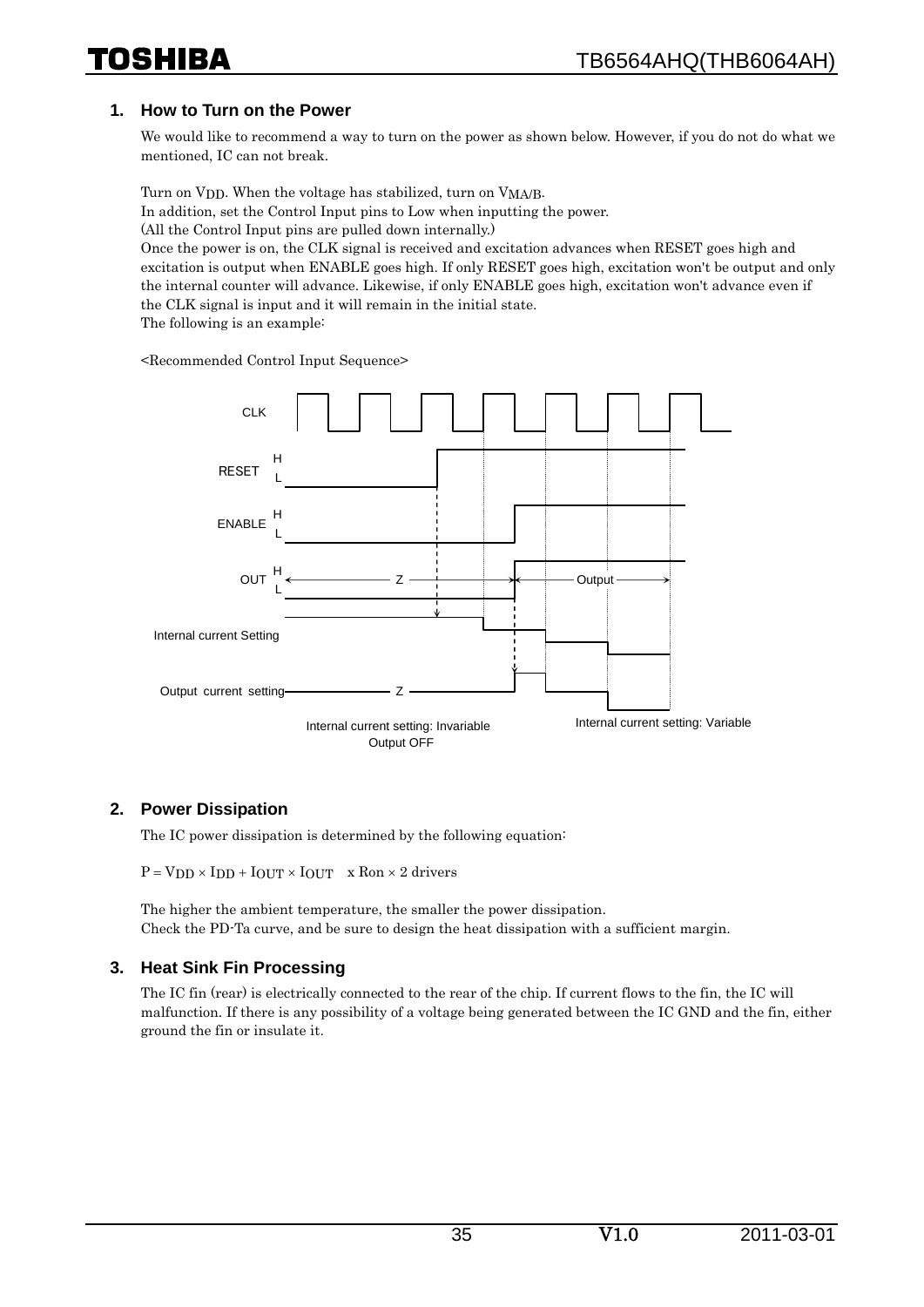## 1. How to Turn on the Power

We would like to recommend a way to turn on the power as shown below. However, if you do not do what we mentioned, IC can not break.

Turn on $V_{DD}$. When the voltage has stabilized, turn on $V_{MA/B}$.
In addition, set the Control Input pins to Low when inputting the power.
(All the Control Input pins are pulled down internally.)
Once the power is on, the CLK signal is received and excitation advances when RESET goes high and excitation is output when ENABLE goes high. If only RESET goes high, excitation won't be output and only the internal counter will advance. Likewise, if only ENABLE goes high, excitation won't advance even if the CLK signal is input and it will remain in the initial state.
The following is an example:

<Recommended Control Input Sequence>

CLK

RESET H L

ENABLE H L

OUT H L ← Z → ← Output →

Internal current Setting

Output current setting —— Z

Internal current setting: Invariable
Output OFF

Internal current setting: Variable

## 2. Power Dissipation

The IC power dissipation is determined by the following equation:

$P = V_{DD} \times I_{DD} + I_{OUT} \times I_{OUT} \times Ron \times 2$ drivers

The higher the ambient temperature, the smaller the power dissipation.
Check the PD-Ta curve, and be sure to design the heat dissipation with a sufficient margin.

## 3. Heat Sink Fin Processing

The IC fin (rear) is electrically connected to the rear of the chip. If current flows to the fin, the IC will malfunction. If there is any possibility of a voltage being generated between the IC GND and the fin, either ground the fin or insulate it.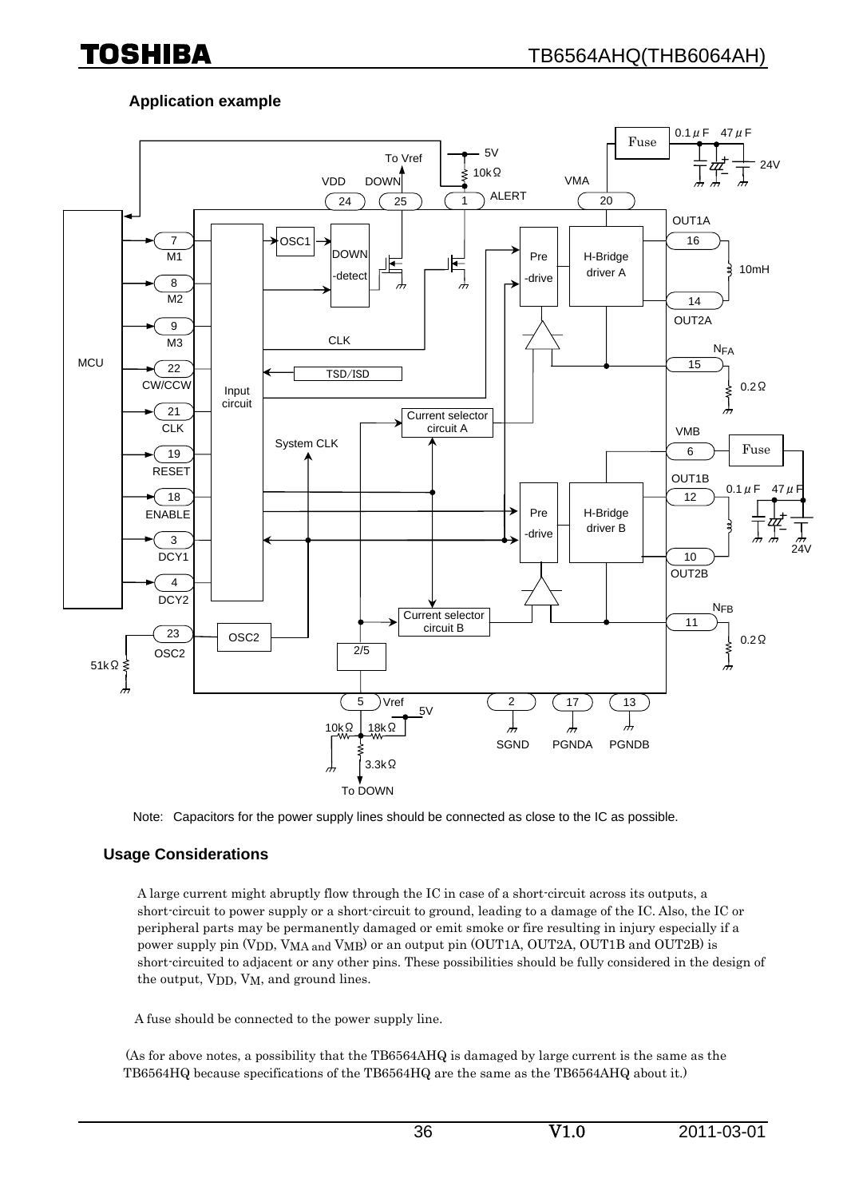### Application example

Note: Capacitors for the power supply lines should be connected as close to the IC as possible.

### Usage Considerations

A large current might abruptly flow through the IC in case of a short-circuit across its outputs, a short-circuit to power supply or a short-circuit to ground, leading to a damage of the IC. Also, the IC or peripheral parts may be permanently damaged or emit smoke or fire resulting in injury especially if a power supply pin ($V_{DD}$, $V_{MA}$ and $V_{MB}$) or an output pin (OUT1A, OUT2A, OUT1B and OUT2B) is short-circuited to adjacent or any other pins. These possibilities should be fully considered in the design of the output, $V_{DD}$, $V_M$, and ground lines.

A fuse should be connected to the power supply line.

(As for above notes, a possibility that the TB6564AHQ is damaged by large current is the same as the TB6564HQ because specifications of the TB6564HQ are the same as the TB6564AHQ about it.)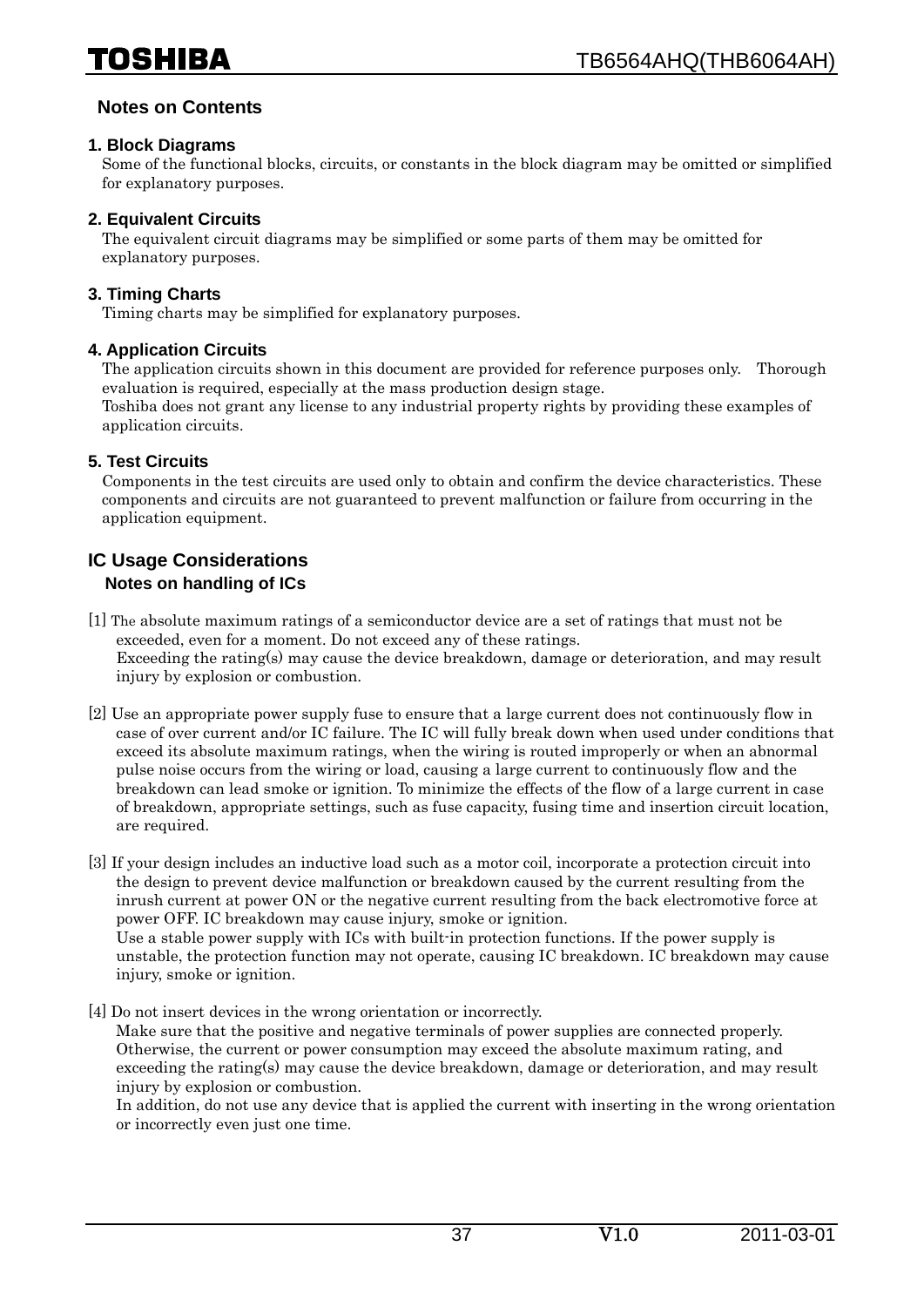## Notes on Contents

### 1. Block Diagrams

Some of the functional blocks, circuits, or constants in the block diagram may be omitted or simplified for explanatory purposes.

### 2. Equivalent Circuits

The equivalent circuit diagrams may be simplified or some parts of them may be omitted for explanatory purposes.

### 3. Timing Charts

Timing charts may be simplified for explanatory purposes.

### 4. Application Circuits

The application circuits shown in this document are provided for reference purposes only. Thorough evaluation is required, especially at the mass production design stage.
Toshiba does not grant any license to any industrial property rights by providing these examples of application circuits.

### 5. Test Circuits

Components in the test circuits are used only to obtain and confirm the device characteristics. These components and circuits are not guaranteed to prevent malfunction or failure from occurring in the application equipment.

## IC Usage Considerations

### Notes on handling of ICs

[1] The absolute maximum ratings of a semiconductor device are a set of ratings that must not be exceeded, even for a moment. Do not exceed any of these ratings.
Exceeding the rating(s) may cause the device breakdown, damage or deterioration, and may result injury by explosion or combustion.

[2] Use an appropriate power supply fuse to ensure that a large current does not continuously flow in case of over current and/or IC failure. The IC will fully break down when used under conditions that exceed its absolute maximum ratings, when the wiring is routed improperly or when an abnormal pulse noise occurs from the wiring or load, causing a large current to continuously flow and the breakdown can lead smoke or ignition. To minimize the effects of the flow of a large current in case of breakdown, appropriate settings, such as fuse capacity, fusing time and insertion circuit location, are required.

[3] If your design includes an inductive load such as a motor coil, incorporate a protection circuit into the design to prevent device malfunction or breakdown caused by the current resulting from the inrush current at power ON or the negative current resulting from the back electromotive force at power OFF. IC breakdown may cause injury, smoke or ignition.
Use a stable power supply with ICs with built-in protection functions. If the power supply is unstable, the protection function may not operate, causing IC breakdown. IC breakdown may cause injury, smoke or ignition.

[4] Do not insert devices in the wrong orientation or incorrectly.
Make sure that the positive and negative terminals of power supplies are connected properly. Otherwise, the current or power consumption may exceed the absolute maximum rating, and exceeding the rating(s) may cause the device breakdown, damage or deterioration, and may result injury by explosion or combustion.
In addition, do not use any device that is applied the current with inserting in the wrong orientation or incorrectly even just one time.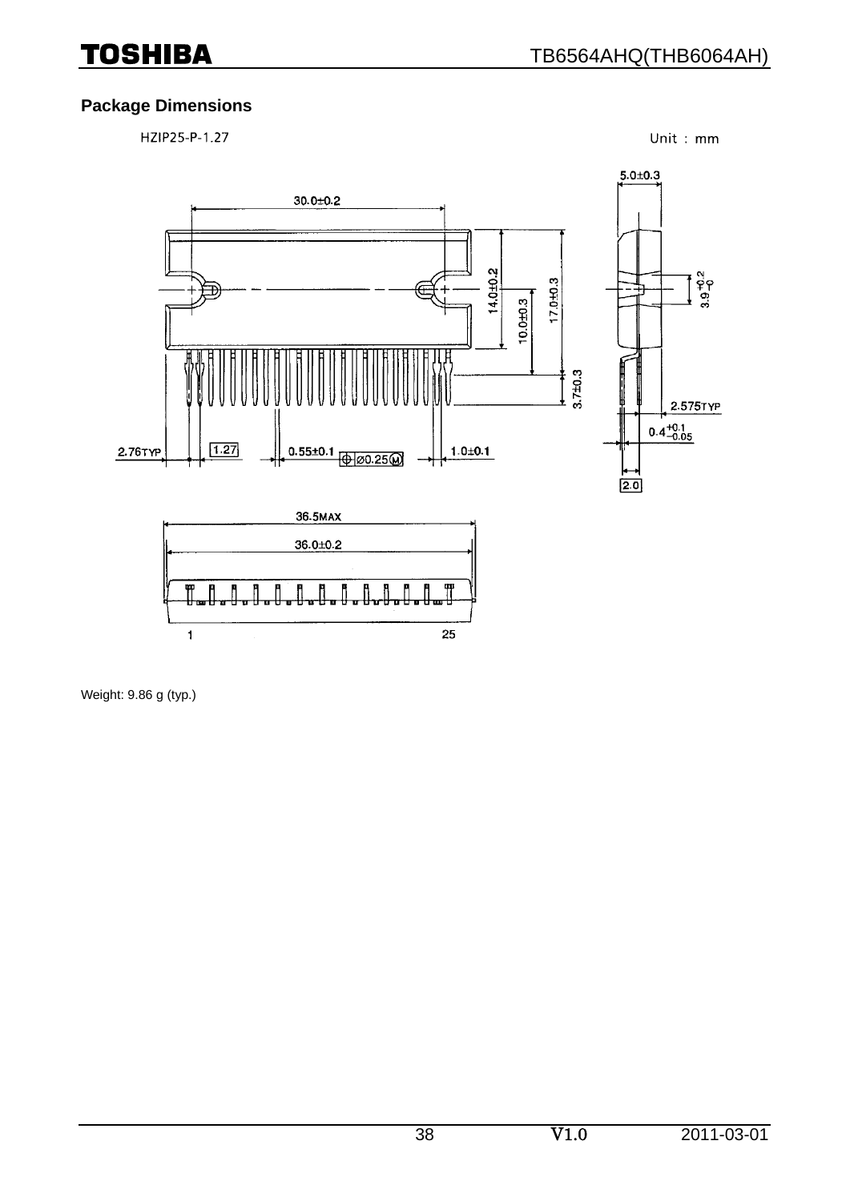## Package Dimensions

HZIP25-P-1.27

Unit : mm

Weight: 9.86 g (typ.)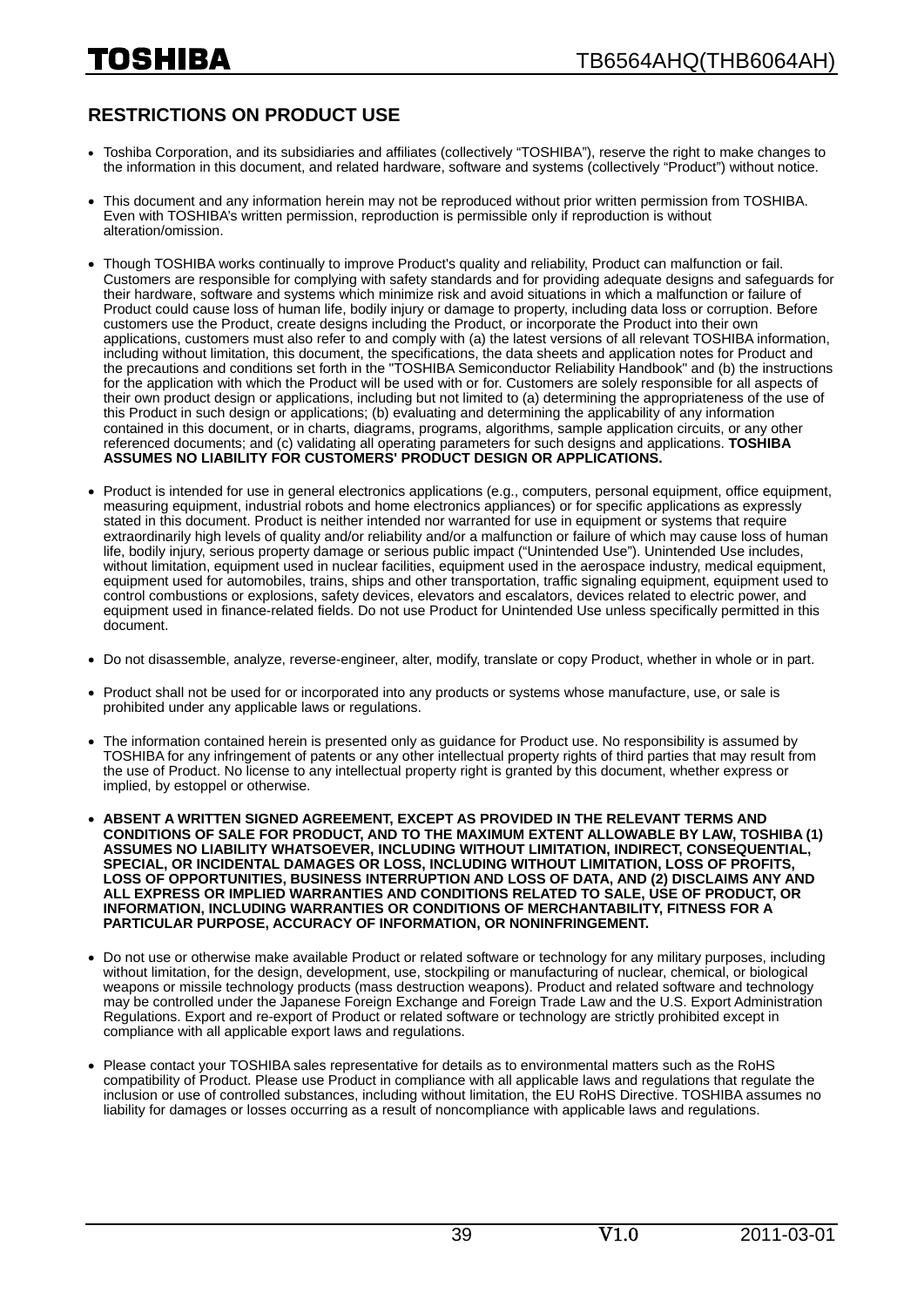## RESTRICTIONS ON PRODUCT USE

- Toshiba Corporation, and its subsidiaries and affiliates (collectively "TOSHIBA"), reserve the right to make changes to the information in this document, and related hardware, software and systems (collectively "Product") without notice.

- This document and any information herein may not be reproduced without prior written permission from TOSHIBA. Even with TOSHIBA's written permission, reproduction is permissible only if reproduction is without alteration/omission.

- Though TOSHIBA works continually to improve Product's quality and reliability, Product can malfunction or fail. Customers are responsible for complying with safety standards and for providing adequate designs and safeguards for their hardware, software and systems which minimize risk and avoid situations in which a malfunction or failure of Product could cause loss of human life, bodily injury or damage to property, including data loss or corruption. Before customers use the Product, create designs including the Product, or incorporate the Product into their own applications, customers must also refer to and comply with (a) the latest versions of all relevant TOSHIBA information, including without limitation, this document, the specifications, the data sheets and application notes for Product and the precautions and conditions set forth in the "TOSHIBA Semiconductor Reliability Handbook" and (b) the instructions for the application with which the Product will be used with or for. Customers are solely responsible for all aspects of their own product design or applications, including but not limited to (a) determining the appropriateness of the use of this Product in such design or applications; (b) evaluating and determining the applicability of any information contained in this document, or in charts, diagrams, programs, algorithms, sample application circuits, or any other referenced documents; and (c) validating all operating parameters for such designs and applications. **TOSHIBA ASSUMES NO LIABILITY FOR CUSTOMERS' PRODUCT DESIGN OR APPLICATIONS.**

- Product is intended for use in general electronics applications (e.g., computers, personal equipment, office equipment, measuring equipment, industrial robots and home electronics appliances) or for specific applications as expressly stated in this document. Product is neither intended nor warranted for use in equipment or systems that require extraordinarily high levels of quality and/or reliability and/or a malfunction or failure of which may cause loss of human life, bodily injury, serious property damage or serious public impact ("Unintended Use"). Unintended Use includes, without limitation, equipment used in nuclear facilities, equipment used in the aerospace industry, medical equipment, equipment used for automobiles, trains, ships and other transportation, traffic signaling equipment, equipment used to control combustions or explosions, safety devices, elevators and escalators, devices related to electric power, and equipment used in finance-related fields. Do not use Product for Unintended Use unless specifically permitted in this document.

- Do not disassemble, analyze, reverse-engineer, alter, modify, translate or copy Product, whether in whole or in part.

- Product shall not be used for or incorporated into any products or systems whose manufacture, use, or sale is prohibited under any applicable laws or regulations.

- The information contained herein is presented only as guidance for Product use. No responsibility is assumed by TOSHIBA for any infringement of patents or any other intellectual property rights of third parties that may result from the use of Product. No license to any intellectual property right is granted by this document, whether express or implied, by estoppel or otherwise.

- **ABSENT A WRITTEN SIGNED AGREEMENT, EXCEPT AS PROVIDED IN THE RELEVANT TERMS AND CONDITIONS OF SALE FOR PRODUCT, AND TO THE MAXIMUM EXTENT ALLOWABLE BY LAW, TOSHIBA (1) ASSUMES NO LIABILITY WHATSOEVER, INCLUDING WITHOUT LIMITATION, INDIRECT, CONSEQUENTIAL, SPECIAL, OR INCIDENTAL DAMAGES OR LOSS, INCLUDING WITHOUT LIMITATION, LOSS OF PROFITS, LOSS OF OPPORTUNITIES, BUSINESS INTERRUPTION AND LOSS OF DATA, AND (2) DISCLAIMS ANY AND ALL EXPRESS OR IMPLIED WARRANTIES AND CONDITIONS RELATED TO SALE, USE OF PRODUCT, OR INFORMATION, INCLUDING WARRANTIES OR CONDITIONS OF MERCHANTABILITY, FITNESS FOR A PARTICULAR PURPOSE, ACCURACY OF INFORMATION, OR NONINFRINGEMENT.**

- Do not use or otherwise make available Product or related software or technology for any military purposes, including without limitation, for the design, development, use, stockpiling or manufacturing of nuclear, chemical, or biological weapons or missile technology products (mass destruction weapons). Product and related software and technology may be controlled under the Japanese Foreign Exchange and Foreign Trade Law and the U.S. Export Administration Regulations. Export and re-export of Product or related software or technology are strictly prohibited except in compliance with all applicable export laws and regulations.

- Please contact your TOSHIBA sales representative for details as to environmental matters such as the RoHS compatibility of Product. Please use Product in compliance with all applicable laws and regulations that regulate the inclusion or use of controlled substances, including without limitation, the EU RoHS Directive. TOSHIBA assumes no liability for damages or losses occurring as a result of noncompliance with applicable laws and regulations.